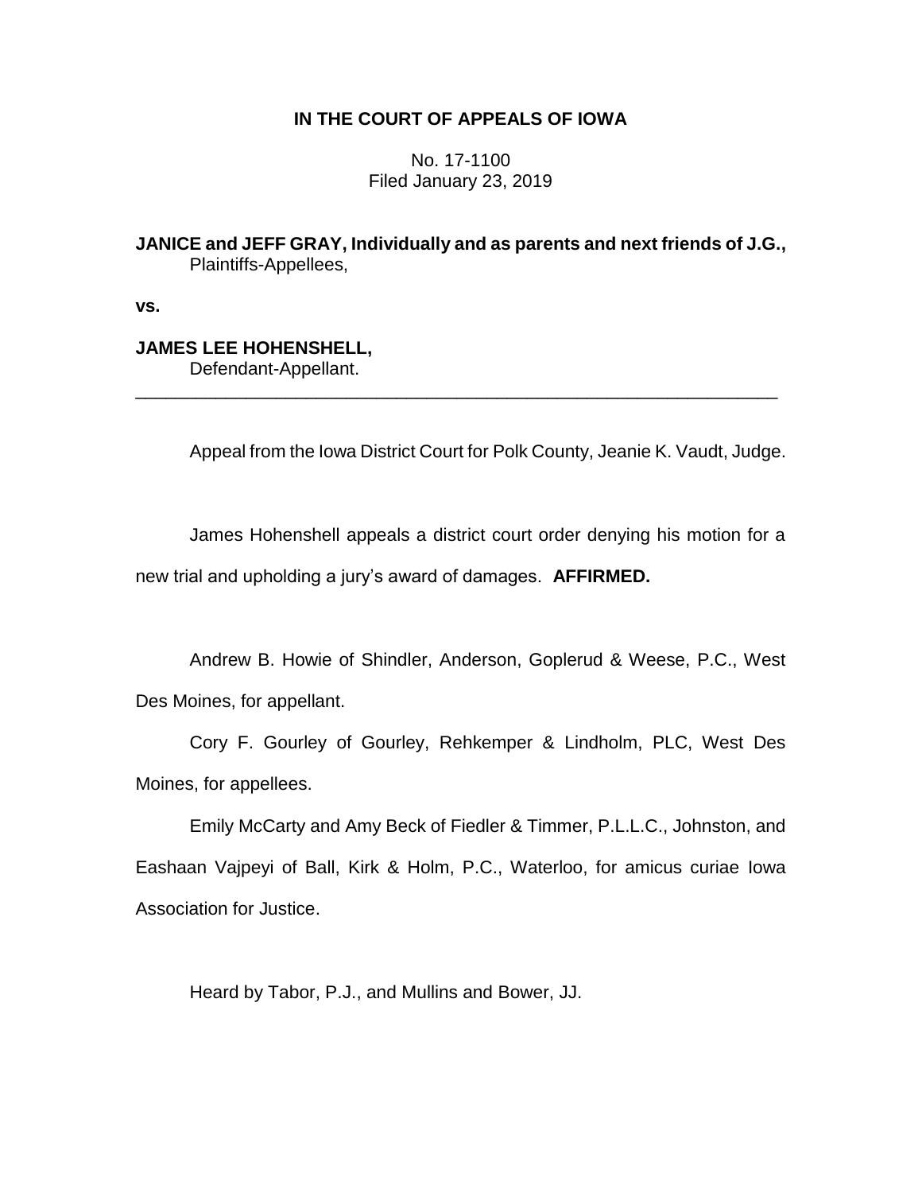# IN THE COURT OF APPEALS OF IOWA

No. 17-1100
Filed January 23, 2019

**JANICE and JEFF GRAY, Individually and as parents and next friends of J.G.,**
Plaintiffs-Appellees,

**vs.**

**JAMES LEE HOHENSHELL,**
Defendant-Appellant.

---

Appeal from the Iowa District Court for Polk County, Jeanie K. Vaudt, Judge.

James Hohenshell appeals a district court order denying his motion for a new trial and upholding a jury's award of damages. **AFFIRMED.**

Andrew B. Howie of Shindler, Anderson, Goplerud & Weese, P.C., West Des Moines, for appellant.

Cory F. Gourley of Gourley, Rehkemper & Lindholm, PLC, West Des Moines, for appellees.

Emily McCarty and Amy Beck of Fiedler & Timmer, P.L.L.C., Johnston, and Eashaan Vajpeyi of Ball, Kirk & Holm, P.C., Waterloo, for amicus curiae Iowa Association for Justice.

Heard by Tabor, P.J., and Mullins and Bower, JJ.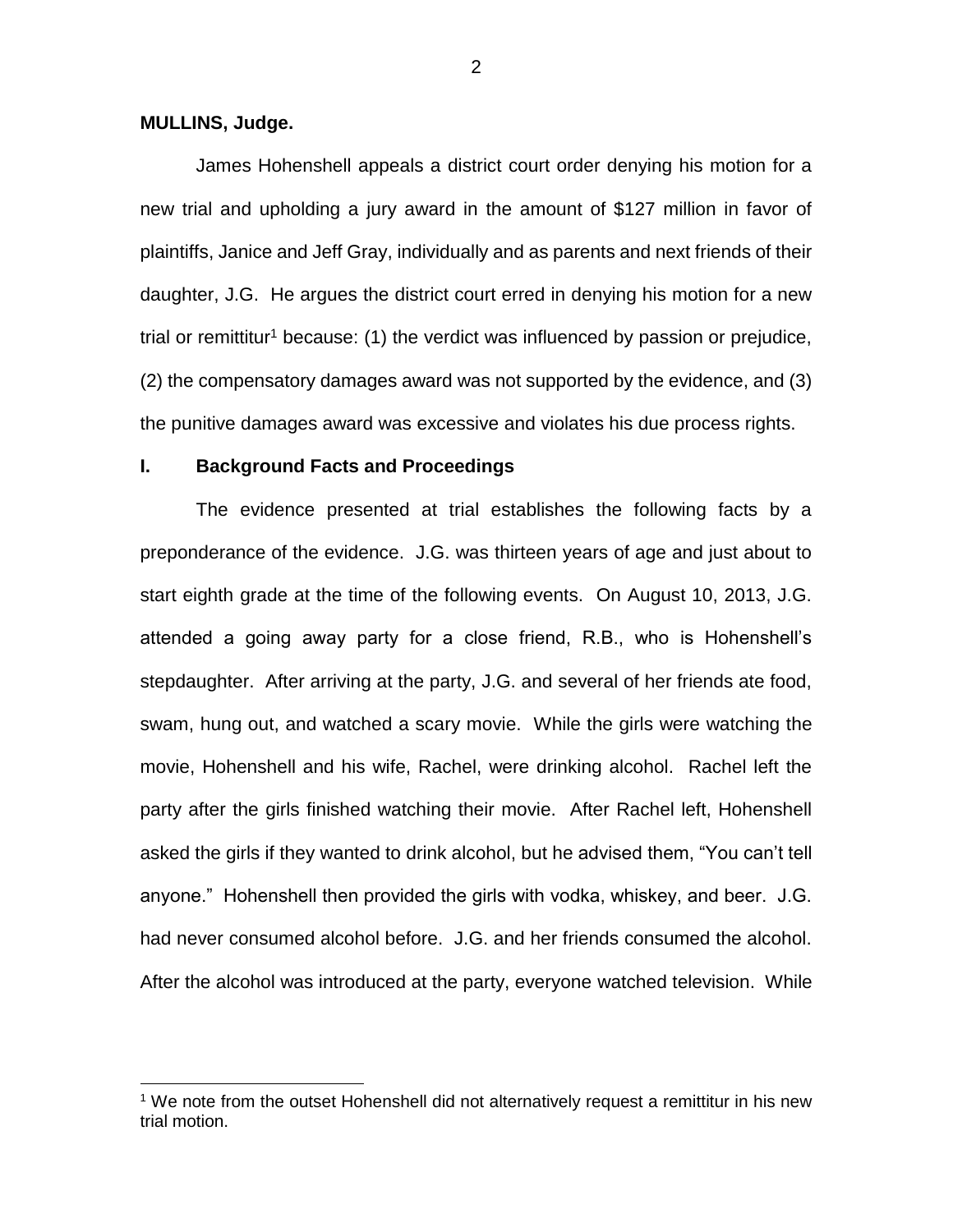**MULLINS, Judge.**

James Hohenshell appeals a district court order denying his motion for a new trial and upholding a jury award in the amount of $127 million in favor of plaintiffs, Janice and Jeff Gray, individually and as parents and next friends of their daughter, J.G. He argues the district court erred in denying his motion for a new trial or remittitur[1] because: (1) the verdict was influenced by passion or prejudice, (2) the compensatory damages award was not supported by the evidence, and (3) the punitive damages award was excessive and violates his due process rights.

## I. Background Facts and Proceedings

The evidence presented at trial establishes the following facts by a preponderance of the evidence. J.G. was thirteen years of age and just about to start eighth grade at the time of the following events. On August 10, 2013, J.G. attended a going away party for a close friend, R.B., who is Hohenshell's stepdaughter. After arriving at the party, J.G. and several of her friends ate food, swam, hung out, and watched a scary movie. While the girls were watching the movie, Hohenshell and his wife, Rachel, were drinking alcohol. Rachel left the party after the girls finished watching their movie. After Rachel left, Hohenshell asked the girls if they wanted to drink alcohol, but he advised them, "You can't tell anyone." Hohenshell then provided the girls with vodka, whiskey, and beer. J.G. had never consumed alcohol before. J.G. and her friends consumed the alcohol. After the alcohol was introduced at the party, everyone watched television. While

[1] We note from the outset Hohenshell did not alternatively request a remittitur in his new trial motion.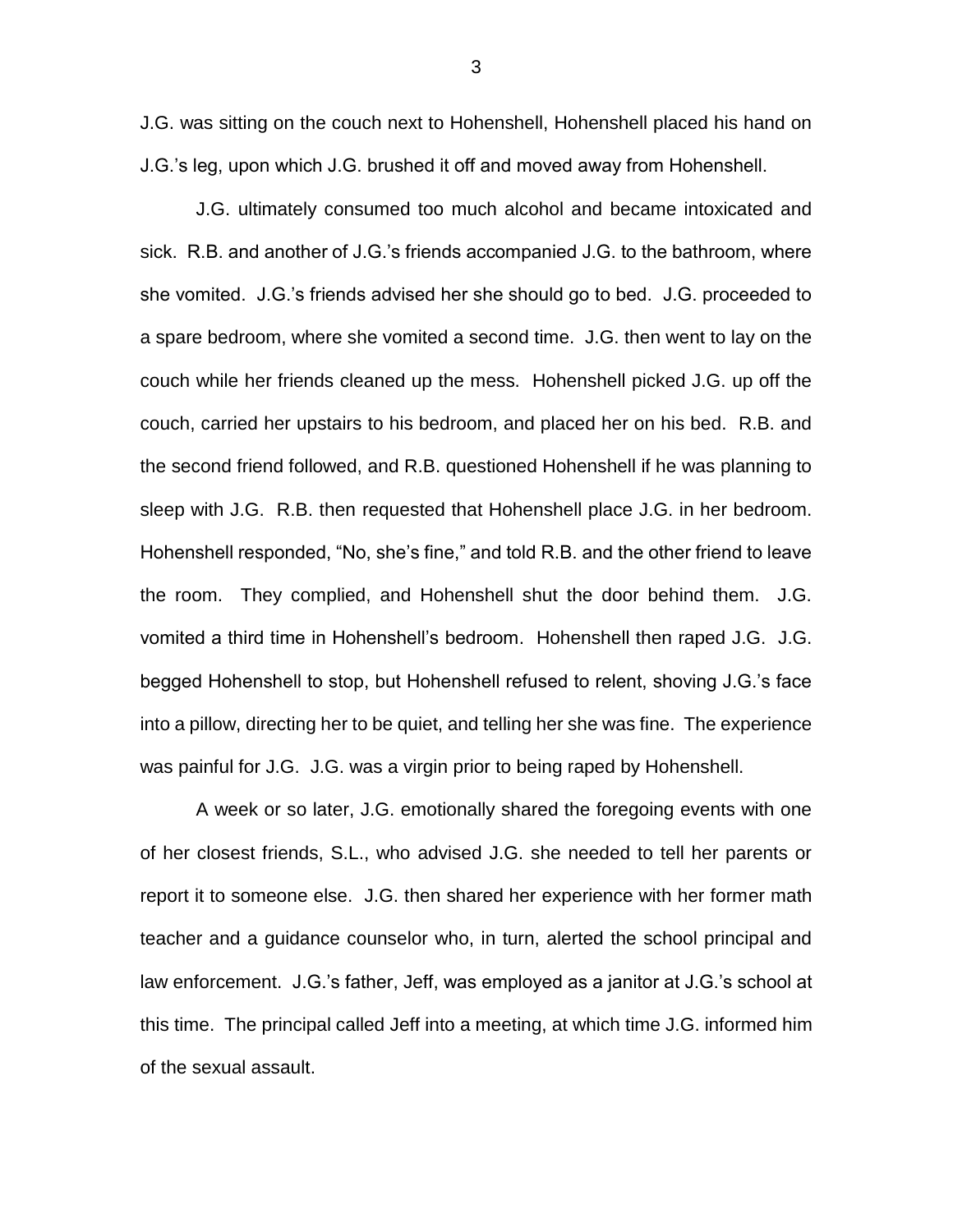J.G. was sitting on the couch next to Hohenshell, Hohenshell placed his hand on J.G.'s leg, upon which J.G. brushed it off and moved away from Hohenshell.

J.G. ultimately consumed too much alcohol and became intoxicated and sick. R.B. and another of J.G.'s friends accompanied J.G. to the bathroom, where she vomited. J.G.'s friends advised her she should go to bed. J.G. proceeded to a spare bedroom, where she vomited a second time. J.G. then went to lay on the couch while her friends cleaned up the mess. Hohenshell picked J.G. up off the couch, carried her upstairs to his bedroom, and placed her on his bed. R.B. and the second friend followed, and R.B. questioned Hohenshell if he was planning to sleep with J.G. R.B. then requested that Hohenshell place J.G. in her bedroom. Hohenshell responded, "No, she's fine," and told R.B. and the other friend to leave the room. They complied, and Hohenshell shut the door behind them. J.G. vomited a third time in Hohenshell's bedroom. Hohenshell then raped J.G. J.G. begged Hohenshell to stop, but Hohenshell refused to relent, shoving J.G.'s face into a pillow, directing her to be quiet, and telling her she was fine. The experience was painful for J.G. J.G. was a virgin prior to being raped by Hohenshell.

A week or so later, J.G. emotionally shared the foregoing events with one of her closest friends, S.L., who advised J.G. she needed to tell her parents or report it to someone else. J.G. then shared her experience with her former math teacher and a guidance counselor who, in turn, alerted the school principal and law enforcement. J.G.'s father, Jeff, was employed as a janitor at J.G.'s school at this time. The principal called Jeff into a meeting, at which time J.G. informed him of the sexual assault.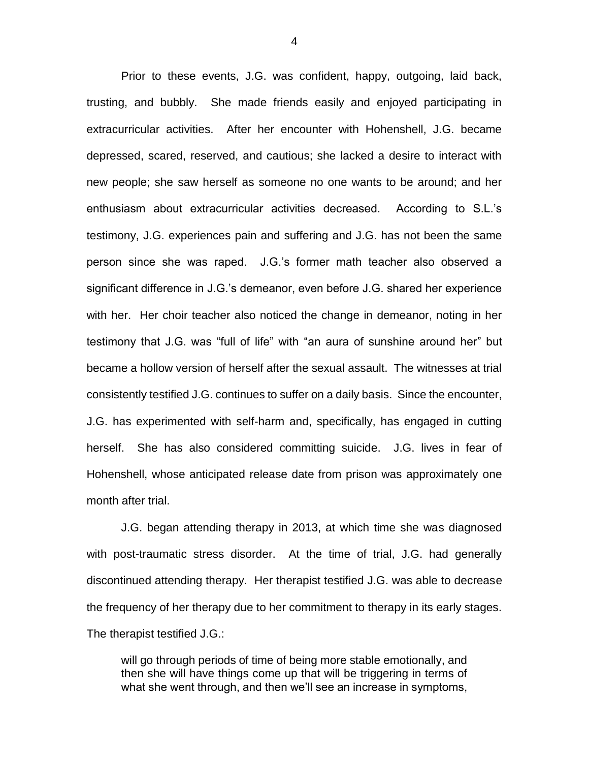Prior to these events, J.G. was confident, happy, outgoing, laid back, trusting, and bubbly. She made friends easily and enjoyed participating in extracurricular activities. After her encounter with Hohenshell, J.G. became depressed, scared, reserved, and cautious; she lacked a desire to interact with new people; she saw herself as someone no one wants to be around; and her enthusiasm about extracurricular activities decreased. According to S.L.'s testimony, J.G. experiences pain and suffering and J.G. has not been the same person since she was raped. J.G.'s former math teacher also observed a significant difference in J.G.'s demeanor, even before J.G. shared her experience with her. Her choir teacher also noticed the change in demeanor, noting in her testimony that J.G. was "full of life" with "an aura of sunshine around her" but became a hollow version of herself after the sexual assault. The witnesses at trial consistently testified J.G. continues to suffer on a daily basis. Since the encounter, J.G. has experimented with self-harm and, specifically, has engaged in cutting herself. She has also considered committing suicide. J.G. lives in fear of Hohenshell, whose anticipated release date from prison was approximately one month after trial.

J.G. began attending therapy in 2013, at which time she was diagnosed with post-traumatic stress disorder. At the time of trial, J.G. had generally discontinued attending therapy. Her therapist testified J.G. was able to decrease the frequency of her therapy due to her commitment to therapy in its early stages. The therapist testified J.G.:

> will go through periods of time of being more stable emotionally, and then she will have things come up that will be triggering in terms of what she went through, and then we'll see an increase in symptoms,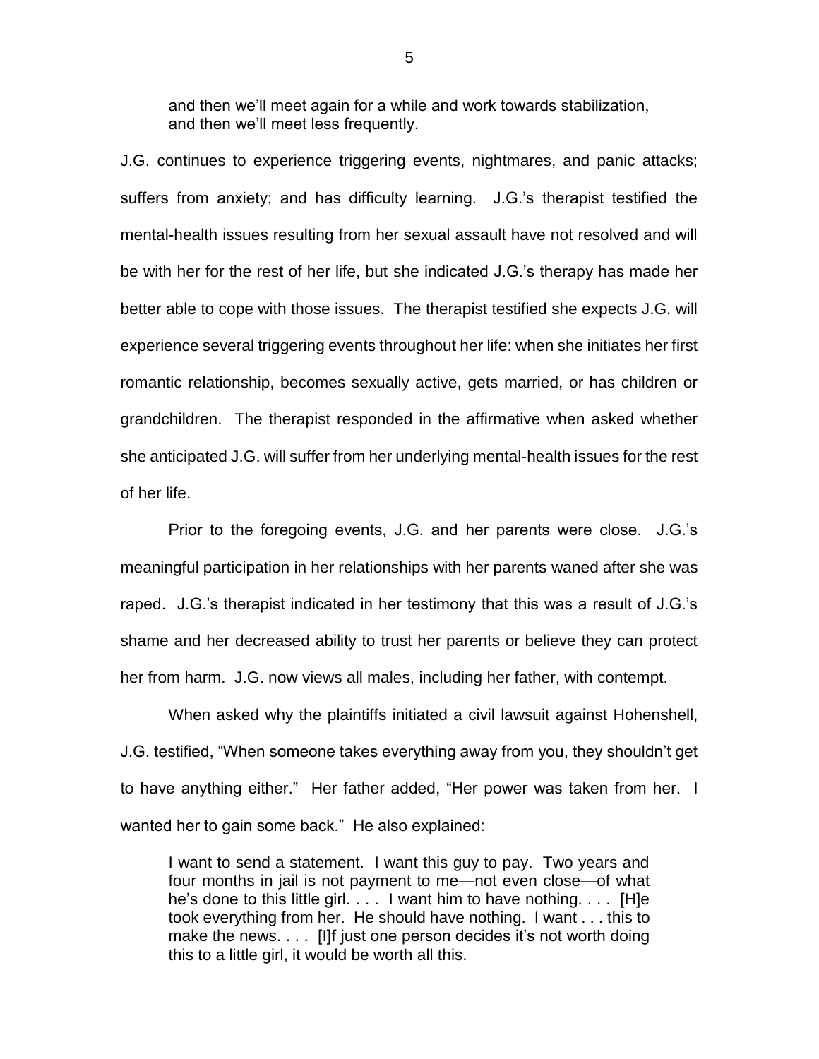> and then we'll meet again for a while and work towards stabilization, and then we'll meet less frequently.

J.G. continues to experience triggering events, nightmares, and panic attacks; suffers from anxiety; and has difficulty learning. J.G.'s therapist testified the mental-health issues resulting from her sexual assault have not resolved and will be with her for the rest of her life, but she indicated J.G.'s therapy has made her better able to cope with those issues. The therapist testified she expects J.G. will experience several triggering events throughout her life: when she initiates her first romantic relationship, becomes sexually active, gets married, or has children or grandchildren. The therapist responded in the affirmative when asked whether she anticipated J.G. will suffer from her underlying mental-health issues for the rest of her life.

Prior to the foregoing events, J.G. and her parents were close. J.G.'s meaningful participation in her relationships with her parents waned after she was raped. J.G.'s therapist indicated in her testimony that this was a result of J.G.'s shame and her decreased ability to trust her parents or believe they can protect her from harm. J.G. now views all males, including her father, with contempt.

When asked why the plaintiffs initiated a civil lawsuit against Hohenshell, J.G. testified, "When someone takes everything away from you, they shouldn't get to have anything either." Her father added, "Her power was taken from her. I wanted her to gain some back." He also explained:

> I want to send a statement. I want this guy to pay. Two years and four months in jail is not payment to me—not even close—of what he's done to this little girl. . . . I want him to have nothing. . . . [H]e took everything from her. He should have nothing. I want . . . this to make the news. . . . [I]f just one person decides it's not worth doing this to a little girl, it would be worth all this.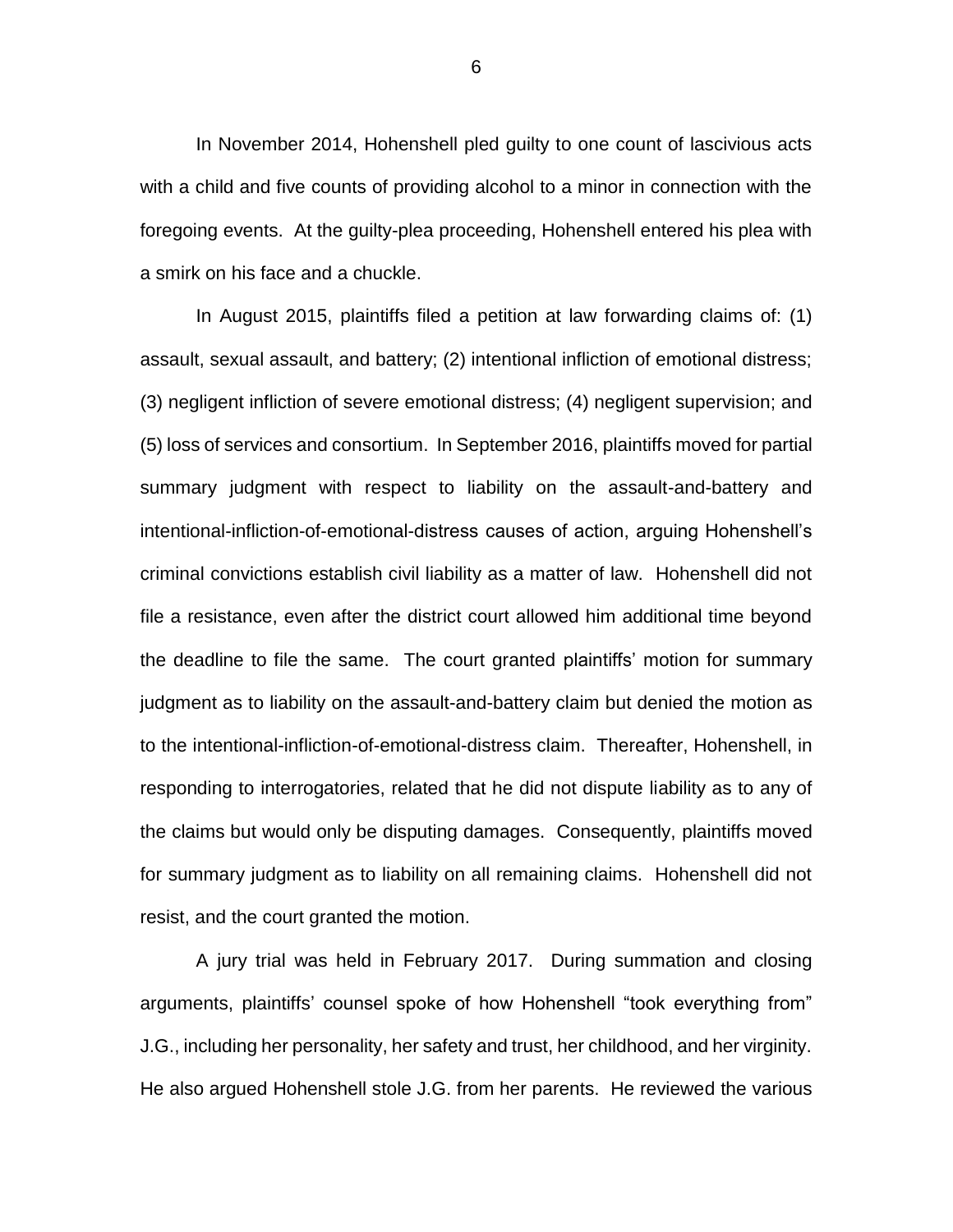In November 2014, Hohenshell pled guilty to one count of lascivious acts with a child and five counts of providing alcohol to a minor in connection with the foregoing events. At the guilty-plea proceeding, Hohenshell entered his plea with a smirk on his face and a chuckle.

In August 2015, plaintiffs filed a petition at law forwarding claims of: (1) assault, sexual assault, and battery; (2) intentional infliction of emotional distress; (3) negligent infliction of severe emotional distress; (4) negligent supervision; and (5) loss of services and consortium. In September 2016, plaintiffs moved for partial summary judgment with respect to liability on the assault-and-battery and intentional-infliction-of-emotional-distress causes of action, arguing Hohenshell's criminal convictions establish civil liability as a matter of law. Hohenshell did not file a resistance, even after the district court allowed him additional time beyond the deadline to file the same. The court granted plaintiffs' motion for summary judgment as to liability on the assault-and-battery claim but denied the motion as to the intentional-infliction-of-emotional-distress claim. Thereafter, Hohenshell, in responding to interrogatories, related that he did not dispute liability as to any of the claims but would only be disputing damages. Consequently, plaintiffs moved for summary judgment as to liability on all remaining claims. Hohenshell did not resist, and the court granted the motion.

A jury trial was held in February 2017. During summation and closing arguments, plaintiffs' counsel spoke of how Hohenshell "took everything from" J.G., including her personality, her safety and trust, her childhood, and her virginity. He also argued Hohenshell stole J.G. from her parents. He reviewed the various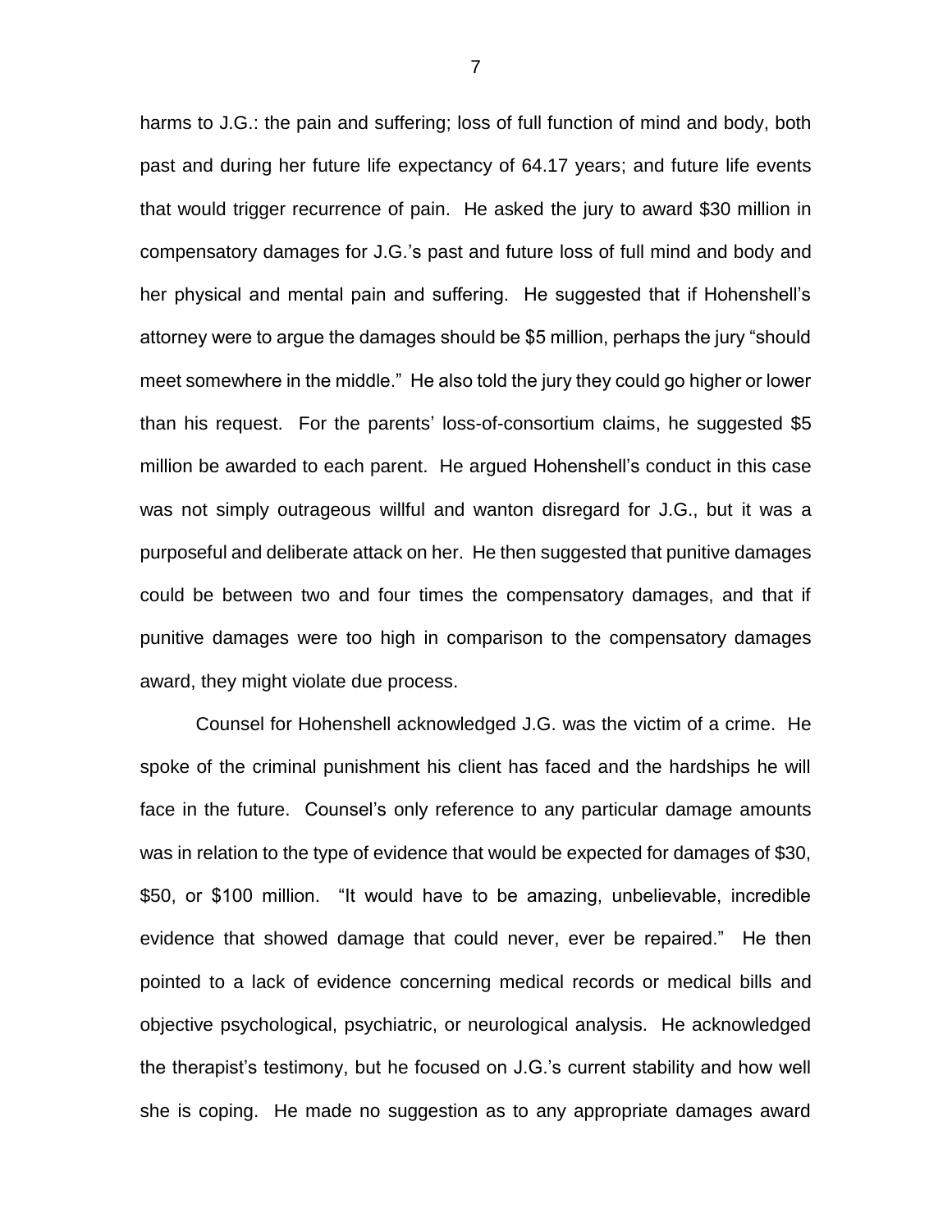harms to J.G.: the pain and suffering; loss of full function of mind and body, both past and during her future life expectancy of 64.17 years; and future life events that would trigger recurrence of pain. He asked the jury to award $30 million in compensatory damages for J.G.'s past and future loss of full mind and body and her physical and mental pain and suffering. He suggested that if Hohenshell's attorney were to argue the damages should be $5 million, perhaps the jury "should meet somewhere in the middle." He also told the jury they could go higher or lower than his request. For the parents' loss-of-consortium claims, he suggested $5 million be awarded to each parent. He argued Hohenshell's conduct in this case was not simply outrageous willful and wanton disregard for J.G., but it was a purposeful and deliberate attack on her. He then suggested that punitive damages could be between two and four times the compensatory damages, and that if punitive damages were too high in comparison to the compensatory damages award, they might violate due process.

Counsel for Hohenshell acknowledged J.G. was the victim of a crime. He spoke of the criminal punishment his client has faced and the hardships he will face in the future. Counsel's only reference to any particular damage amounts was in relation to the type of evidence that would be expected for damages of $30, $50, or $100 million. "It would have to be amazing, unbelievable, incredible evidence that showed damage that could never, ever be repaired." He then pointed to a lack of evidence concerning medical records or medical bills and objective psychological, psychiatric, or neurological analysis. He acknowledged the therapist's testimony, but he focused on J.G.'s current stability and how well she is coping. He made no suggestion as to any appropriate damages award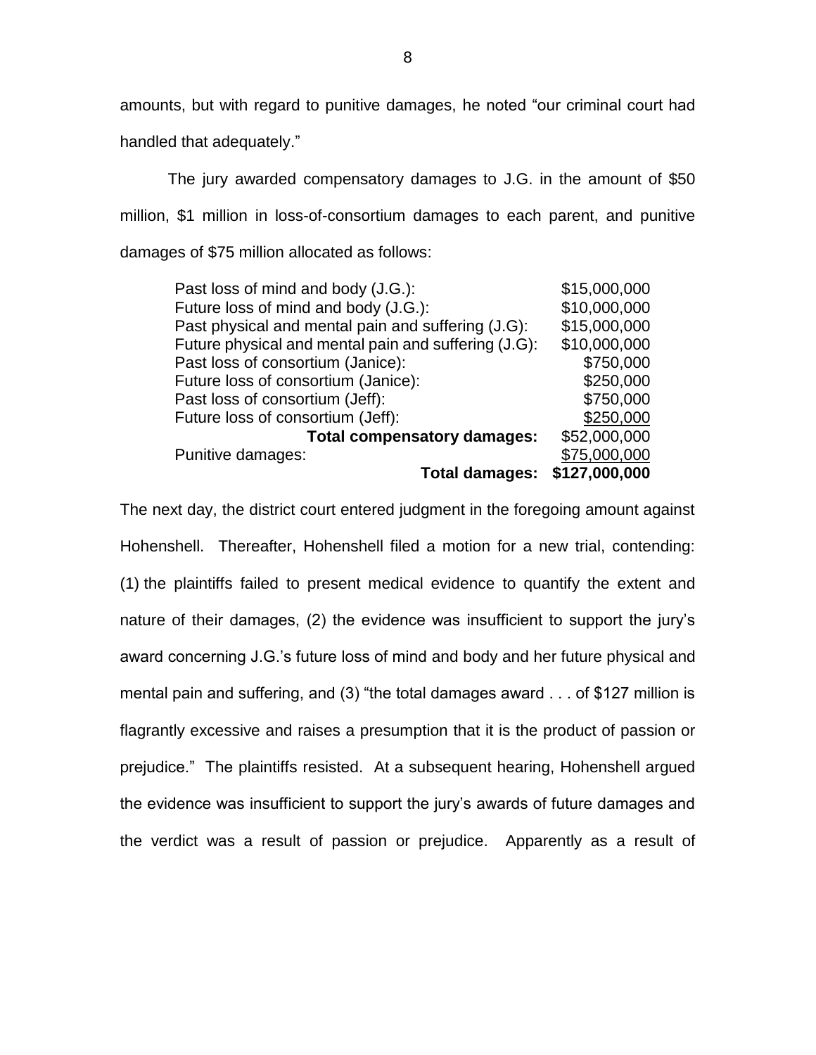amounts, but with regard to punitive damages, he noted "our criminal court had handled that adequately."

The jury awarded compensatory damages to J.G. in the amount of $50 million, $1 million in loss-of-consortium damages to each parent, and punitive damages of $75 million allocated as follows:

| | |
|---|---:|
| Past loss of mind and body (J.G.): | $15,000,000 |
| Future loss of mind and body (J.G.): | $10,000,000 |
| Past physical and mental pain and suffering (J.G): | $15,000,000 |
| Future physical and mental pain and suffering (J.G): | $10,000,000 |
| Past loss of consortium (Janice): | $750,000 |
| Future loss of consortium (Janice): | $250,000 |
| Past loss of consortium (Jeff): | $750,000 |
| Future loss of consortium (Jeff): | $250,000 |
| **Total compensatory damages:** | $52,000,000 |
| Punitive damages: | $75,000,000 |
| **Total damages:** | **$127,000,000** |

The next day, the district court entered judgment in the foregoing amount against Hohenshell. Thereafter, Hohenshell filed a motion for a new trial, contending: (1) the plaintiffs failed to present medical evidence to quantify the extent and nature of their damages, (2) the evidence was insufficient to support the jury's award concerning J.G.'s future loss of mind and body and her future physical and mental pain and suffering, and (3) "the total damages award . . . of $127 million is flagrantly excessive and raises a presumption that it is the product of passion or prejudice." The plaintiffs resisted. At a subsequent hearing, Hohenshell argued the evidence was insufficient to support the jury's awards of future damages and the verdict was a result of passion or prejudice. Apparently as a result of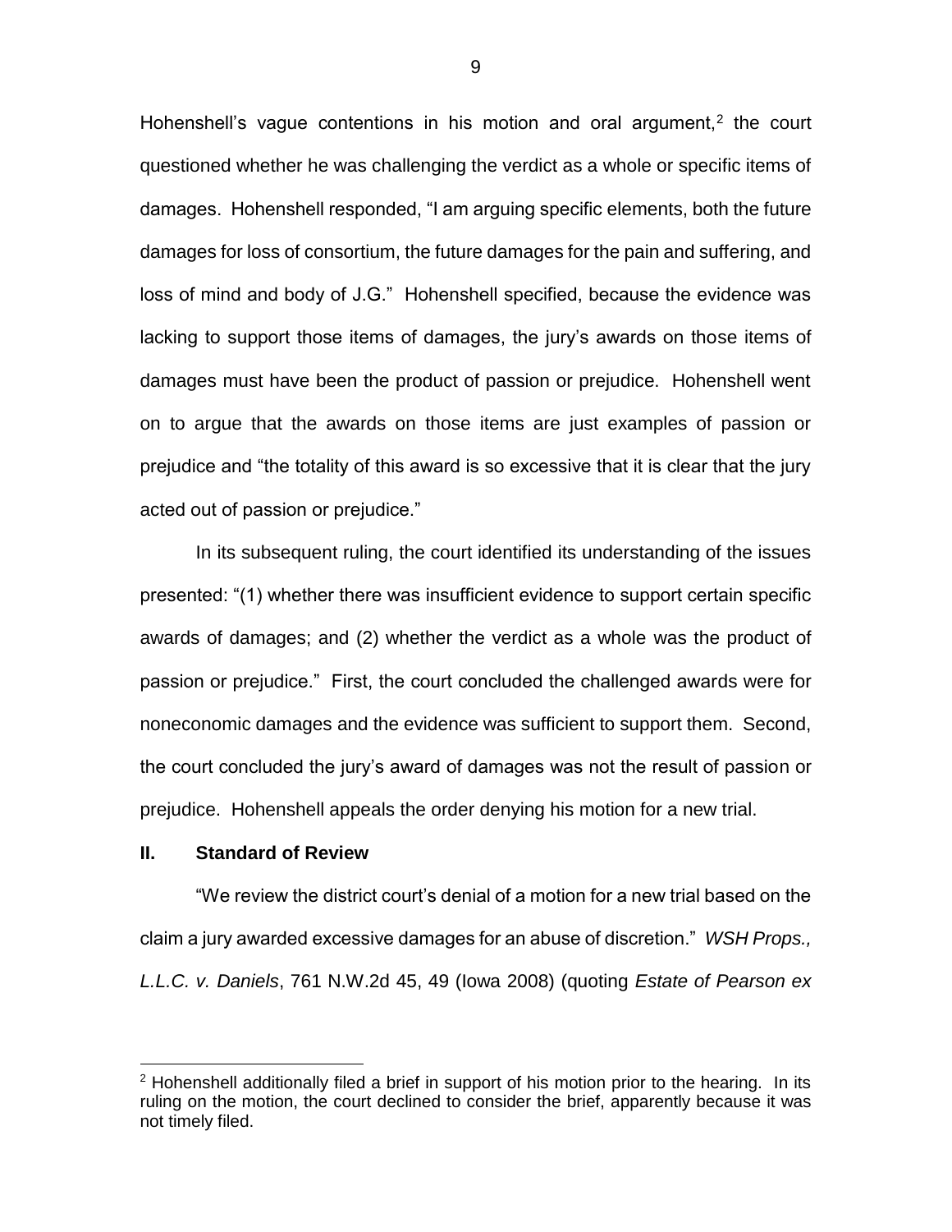Hohenshell's vague contentions in his motion and oral argument,[2] the court questioned whether he was challenging the verdict as a whole or specific items of damages. Hohenshell responded, "I am arguing specific elements, both the future damages for loss of consortium, the future damages for the pain and suffering, and loss of mind and body of J.G." Hohenshell specified, because the evidence was lacking to support those items of damages, the jury's awards on those items of damages must have been the product of passion or prejudice. Hohenshell went on to argue that the awards on those items are just examples of passion or prejudice and "the totality of this award is so excessive that it is clear that the jury acted out of passion or prejudice."

In its subsequent ruling, the court identified its understanding of the issues presented: "(1) whether there was insufficient evidence to support certain specific awards of damages; and (2) whether the verdict as a whole was the product of passion or prejudice." First, the court concluded the challenged awards were for noneconomic damages and the evidence was sufficient to support them. Second, the court concluded the jury's award of damages was not the result of passion or prejudice. Hohenshell appeals the order denying his motion for a new trial.

## II. Standard of Review

"We review the district court's denial of a motion for a new trial based on the claim a jury awarded excessive damages for an abuse of discretion." *WSH Props., L.L.C. v. Daniels*, 761 N.W.2d 45, 49 (Iowa 2008) (quoting *Estate of Pearson ex*

[2] Hohenshell additionally filed a brief in support of his motion prior to the hearing. In its ruling on the motion, the court declined to consider the brief, apparently because it was not timely filed.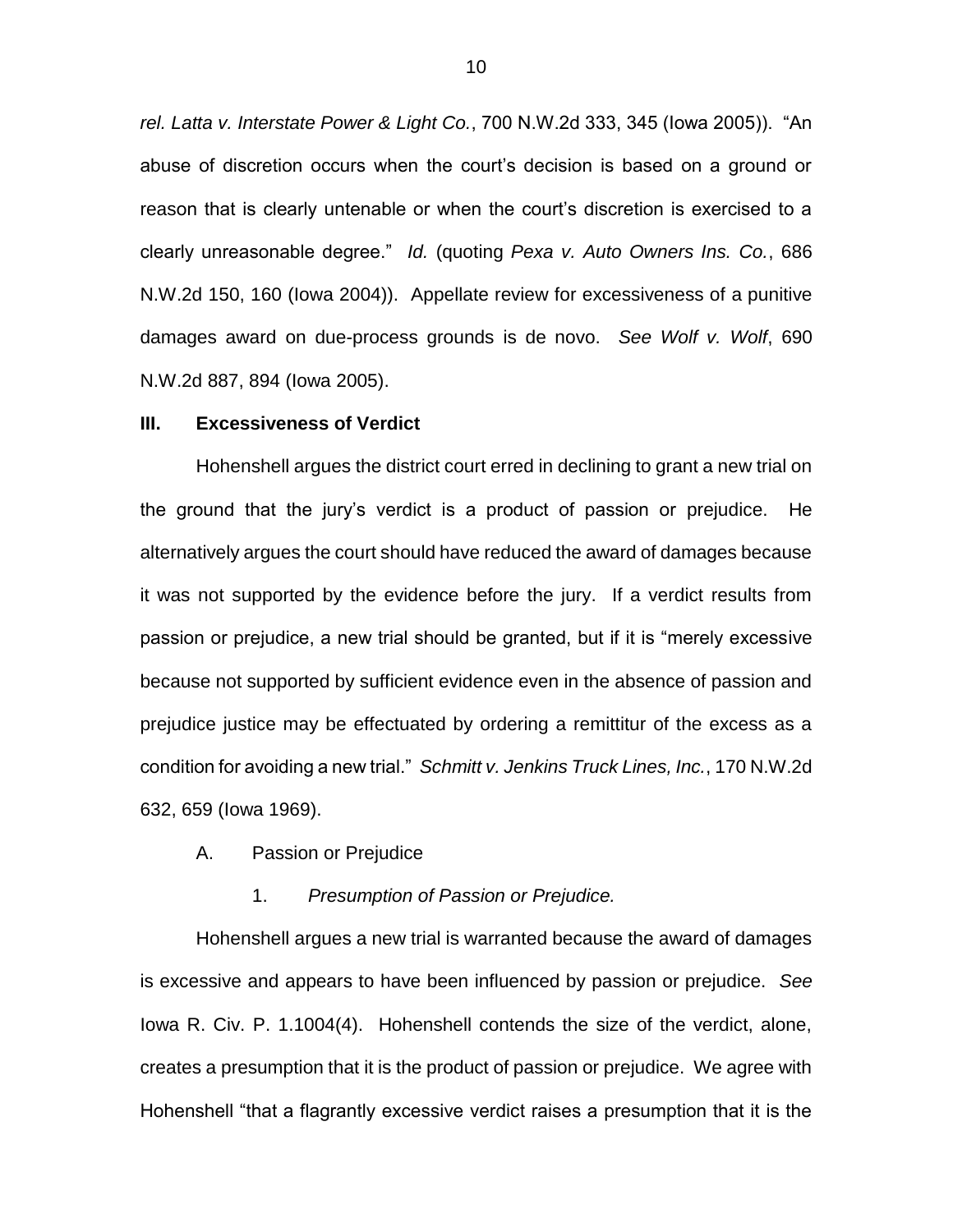*rel. Latta v. Interstate Power & Light Co.*, 700 N.W.2d 333, 345 (Iowa 2005)). "An abuse of discretion occurs when the court's decision is based on a ground or reason that is clearly untenable or when the court's discretion is exercised to a clearly unreasonable degree." *Id.* (quoting *Pexa v. Auto Owners Ins. Co.*, 686 N.W.2d 150, 160 (Iowa 2004)). Appellate review for excessiveness of a punitive damages award on due-process grounds is de novo. *See Wolf v. Wolf*, 690 N.W.2d 887, 894 (Iowa 2005).

## III. Excessiveness of Verdict

Hohenshell argues the district court erred in declining to grant a new trial on the ground that the jury's verdict is a product of passion or prejudice. He alternatively argues the court should have reduced the award of damages because it was not supported by the evidence before the jury. If a verdict results from passion or prejudice, a new trial should be granted, but if it is "merely excessive because not supported by sufficient evidence even in the absence of passion and prejudice justice may be effectuated by ordering a remittitur of the excess as a condition for avoiding a new trial." *Schmitt v. Jenkins Truck Lines, Inc.*, 170 N.W.2d 632, 659 (Iowa 1969).

### A. Passion or Prejudice

#### 1. *Presumption of Passion or Prejudice.*

Hohenshell argues a new trial is warranted because the award of damages is excessive and appears to have been influenced by passion or prejudice. *See* Iowa R. Civ. P. 1.1004(4). Hohenshell contends the size of the verdict, alone, creates a presumption that it is the product of passion or prejudice. We agree with Hohenshell "that a flagrantly excessive verdict raises a presumption that it is the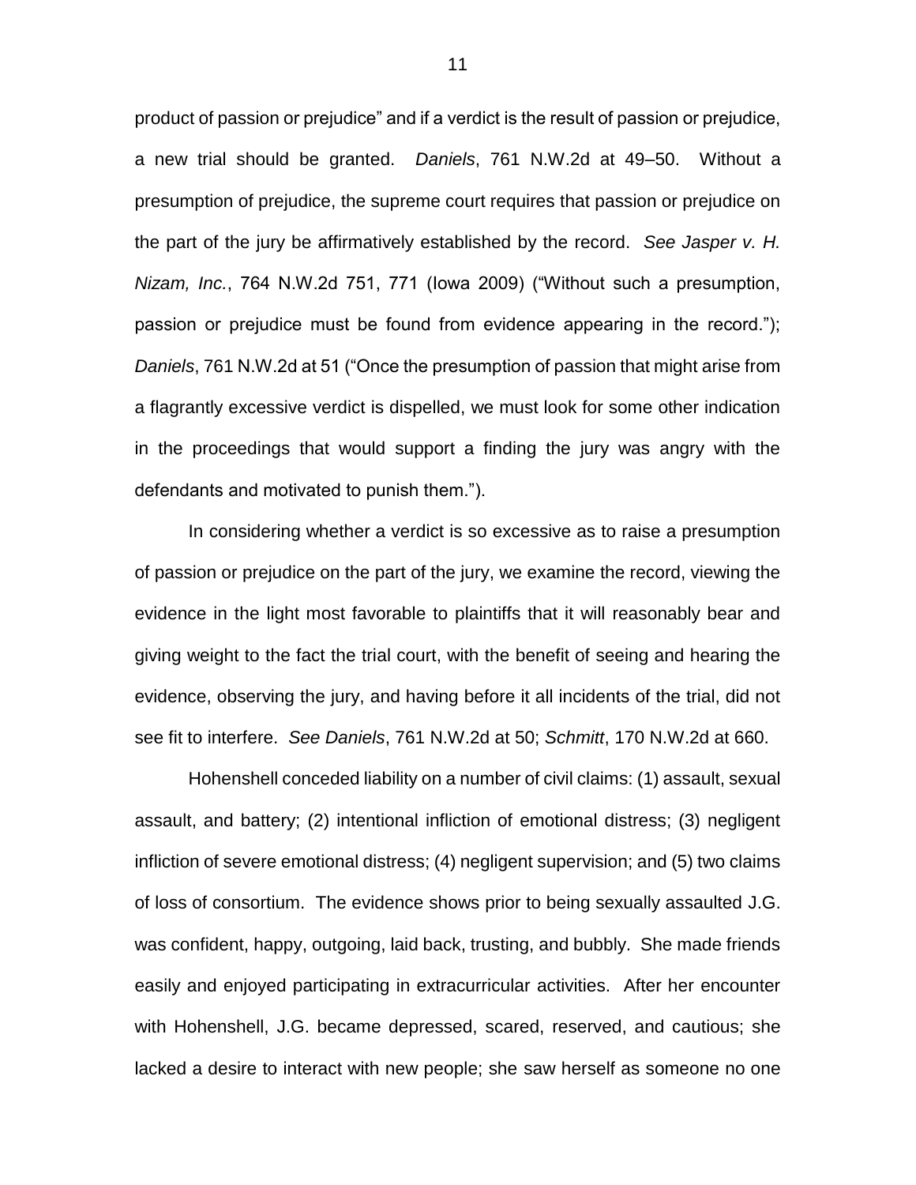product of passion or prejudice" and if a verdict is the result of passion or prejudice, a new trial should be granted. *Daniels*, 761 N.W.2d at 49–50. Without a presumption of prejudice, the supreme court requires that passion or prejudice on the part of the jury be affirmatively established by the record. *See Jasper v. H. Nizam, Inc.*, 764 N.W.2d 751, 771 (Iowa 2009) ("Without such a presumption, passion or prejudice must be found from evidence appearing in the record."); *Daniels*, 761 N.W.2d at 51 ("Once the presumption of passion that might arise from a flagrantly excessive verdict is dispelled, we must look for some other indication in the proceedings that would support a finding the jury was angry with the defendants and motivated to punish them.").

In considering whether a verdict is so excessive as to raise a presumption of passion or prejudice on the part of the jury, we examine the record, viewing the evidence in the light most favorable to plaintiffs that it will reasonably bear and giving weight to the fact the trial court, with the benefit of seeing and hearing the evidence, observing the jury, and having before it all incidents of the trial, did not see fit to interfere. *See Daniels*, 761 N.W.2d at 50; *Schmitt*, 170 N.W.2d at 660.

Hohenshell conceded liability on a number of civil claims: (1) assault, sexual assault, and battery; (2) intentional infliction of emotional distress; (3) negligent infliction of severe emotional distress; (4) negligent supervision; and (5) two claims of loss of consortium. The evidence shows prior to being sexually assaulted J.G. was confident, happy, outgoing, laid back, trusting, and bubbly. She made friends easily and enjoyed participating in extracurricular activities. After her encounter with Hohenshell, J.G. became depressed, scared, reserved, and cautious; she lacked a desire to interact with new people; she saw herself as someone no one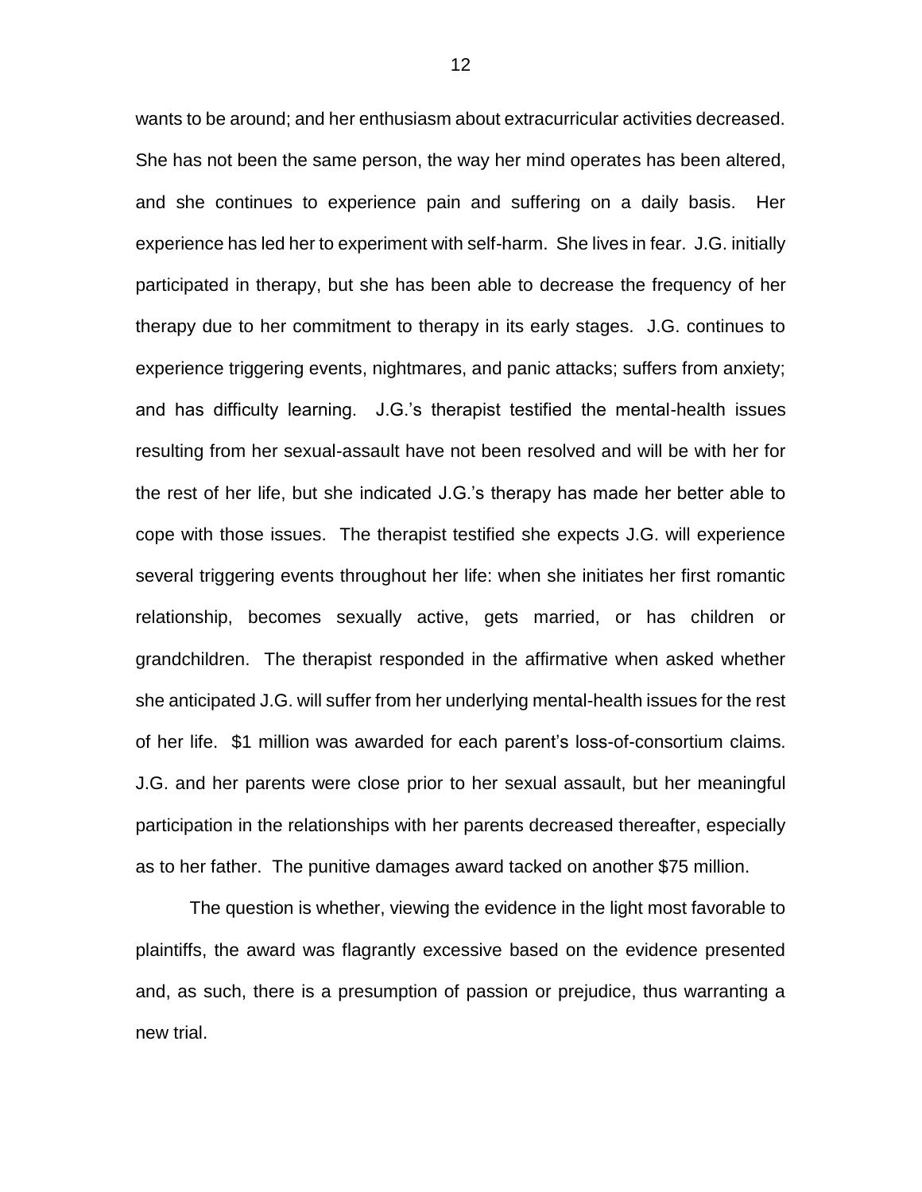wants to be around; and her enthusiasm about extracurricular activities decreased. She has not been the same person, the way her mind operates has been altered, and she continues to experience pain and suffering on a daily basis. Her experience has led her to experiment with self-harm. She lives in fear. J.G. initially participated in therapy, but she has been able to decrease the frequency of her therapy due to her commitment to therapy in its early stages. J.G. continues to experience triggering events, nightmares, and panic attacks; suffers from anxiety; and has difficulty learning. J.G.'s therapist testified the mental-health issues resulting from her sexual-assault have not been resolved and will be with her for the rest of her life, but she indicated J.G.'s therapy has made her better able to cope with those issues. The therapist testified she expects J.G. will experience several triggering events throughout her life: when she initiates her first romantic relationship, becomes sexually active, gets married, or has children or grandchildren. The therapist responded in the affirmative when asked whether she anticipated J.G. will suffer from her underlying mental-health issues for the rest of her life. $1 million was awarded for each parent's loss-of-consortium claims. J.G. and her parents were close prior to her sexual assault, but her meaningful participation in the relationships with her parents decreased thereafter, especially as to her father. The punitive damages award tacked on another $75 million.

The question is whether, viewing the evidence in the light most favorable to plaintiffs, the award was flagrantly excessive based on the evidence presented and, as such, there is a presumption of passion or prejudice, thus warranting a new trial.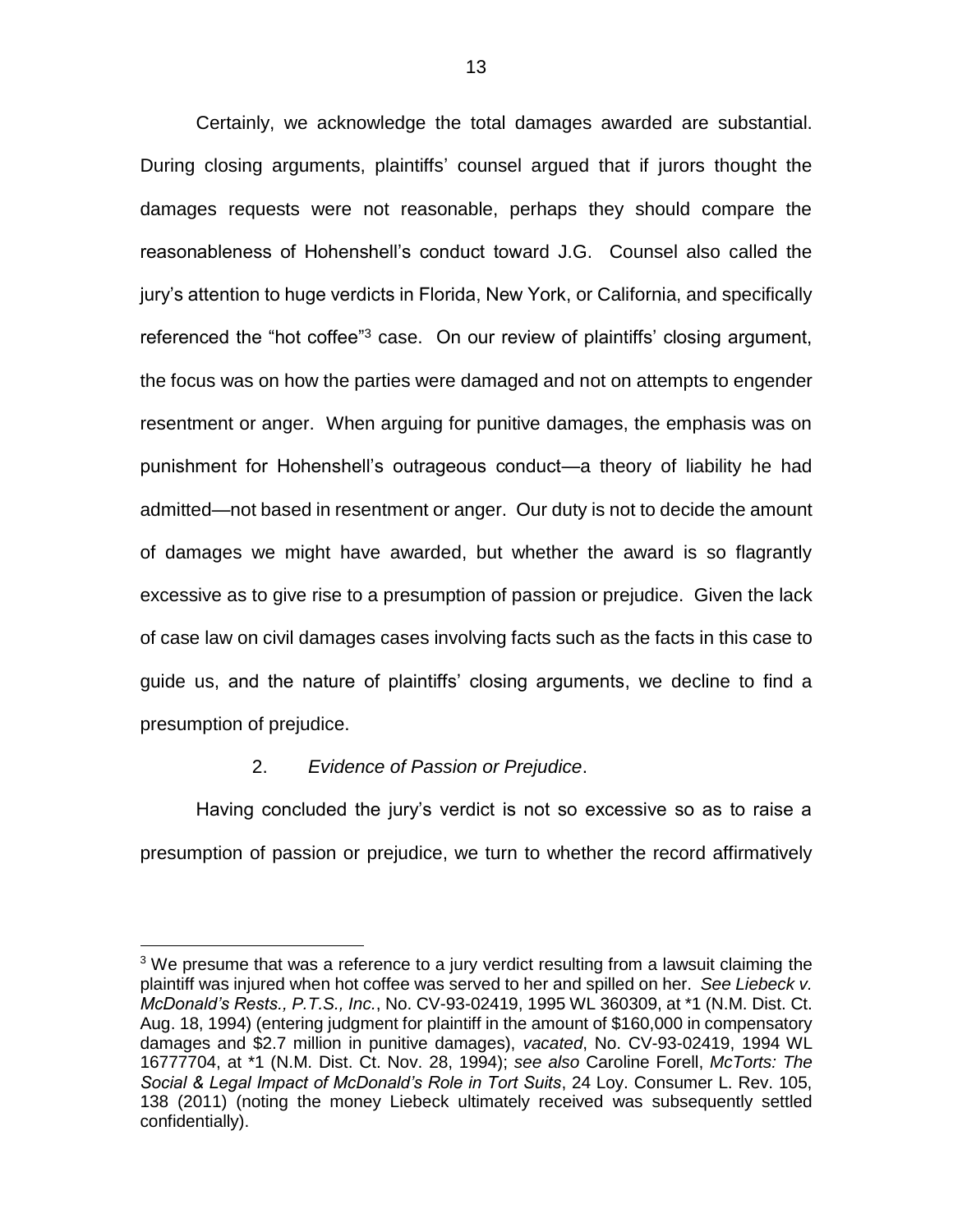Certainly, we acknowledge the total damages awarded are substantial. During closing arguments, plaintiffs' counsel argued that if jurors thought the damages requests were not reasonable, perhaps they should compare the reasonableness of Hohenshell's conduct toward J.G. Counsel also called the jury's attention to huge verdicts in Florida, New York, or California, and specifically referenced the "hot coffee"[3] case. On our review of plaintiffs' closing argument, the focus was on how the parties were damaged and not on attempts to engender resentment or anger. When arguing for punitive damages, the emphasis was on punishment for Hohenshell's outrageous conduct—a theory of liability he had admitted—not based in resentment or anger. Our duty is not to decide the amount of damages we might have awarded, but whether the award is so flagrantly excessive as to give rise to a presumption of passion or prejudice. Given the lack of case law on civil damages cases involving facts such as the facts in this case to guide us, and the nature of plaintiffs' closing arguments, we decline to find a presumption of prejudice.

2. *Evidence of Passion or Prejudice*.

Having concluded the jury's verdict is not so excessive so as to raise a presumption of passion or prejudice, we turn to whether the record affirmatively

---

[3] We presume that was a reference to a jury verdict resulting from a lawsuit claiming the plaintiff was injured when hot coffee was served to her and spilled on her. *See Liebeck v. McDonald's Rests., P.T.S., Inc.*, No. CV-93-02419, 1995 WL 360309, at *1 (N.M. Dist. Ct. Aug. 18, 1994) (entering judgment for plaintiff in the amount of $160,000 in compensatory damages and $2.7 million in punitive damages), *vacated*, No. CV-93-02419, 1994 WL 16777704, at *1 (N.M. Dist. Ct. Nov. 28, 1994); *see also* Caroline Forell, *McTorts: The Social & Legal Impact of McDonald's Role in Tort Suits*, 24 Loy. Consumer L. Rev. 105, 138 (2011) (noting the money Liebeck ultimately received was subsequently settled confidentially).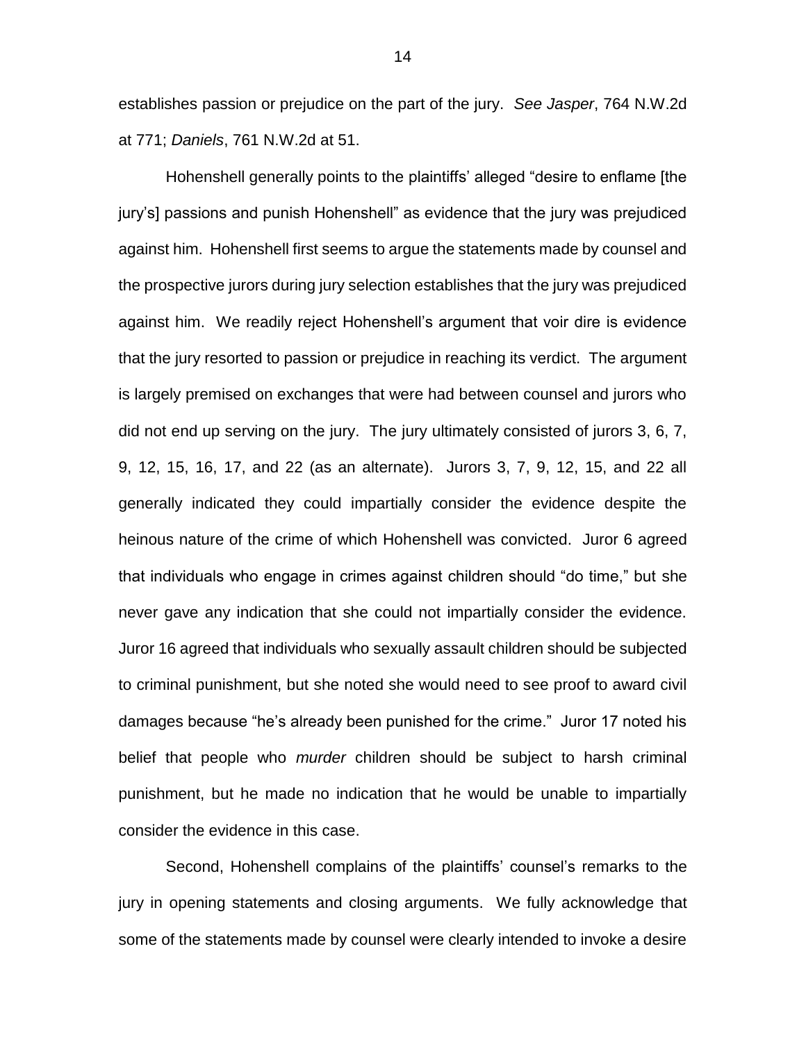establishes passion or prejudice on the part of the jury. *See Jasper*, 764 N.W.2d at 771; *Daniels*, 761 N.W.2d at 51.

Hohenshell generally points to the plaintiffs' alleged "desire to enflame [the jury's] passions and punish Hohenshell" as evidence that the jury was prejudiced against him. Hohenshell first seems to argue the statements made by counsel and the prospective jurors during jury selection establishes that the jury was prejudiced against him. We readily reject Hohenshell's argument that voir dire is evidence that the jury resorted to passion or prejudice in reaching its verdict. The argument is largely premised on exchanges that were had between counsel and jurors who did not end up serving on the jury. The jury ultimately consisted of jurors 3, 6, 7, 9, 12, 15, 16, 17, and 22 (as an alternate). Jurors 3, 7, 9, 12, 15, and 22 all generally indicated they could impartially consider the evidence despite the heinous nature of the crime of which Hohenshell was convicted. Juror 6 agreed that individuals who engage in crimes against children should "do time," but she never gave any indication that she could not impartially consider the evidence. Juror 16 agreed that individuals who sexually assault children should be subjected to criminal punishment, but she noted she would need to see proof to award civil damages because "he's already been punished for the crime." Juror 17 noted his belief that people who *murder* children should be subject to harsh criminal punishment, but he made no indication that he would be unable to impartially consider the evidence in this case.

Second, Hohenshell complains of the plaintiffs' counsel's remarks to the jury in opening statements and closing arguments. We fully acknowledge that some of the statements made by counsel were clearly intended to invoke a desire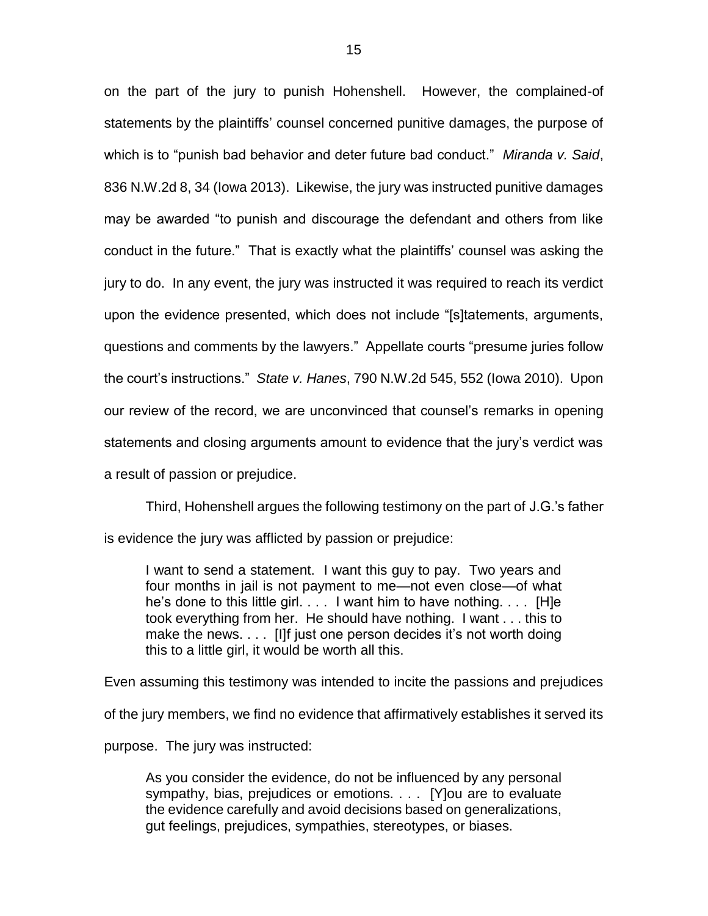on the part of the jury to punish Hohenshell. However, the complained-of statements by the plaintiffs' counsel concerned punitive damages, the purpose of which is to "punish bad behavior and deter future bad conduct." *Miranda v. Said*, 836 N.W.2d 8, 34 (Iowa 2013). Likewise, the jury was instructed punitive damages may be awarded "to punish and discourage the defendant and others from like conduct in the future." That is exactly what the plaintiffs' counsel was asking the jury to do. In any event, the jury was instructed it was required to reach its verdict upon the evidence presented, which does not include "[s]tatements, arguments, questions and comments by the lawyers." Appellate courts "presume juries follow the court's instructions." *State v. Hanes*, 790 N.W.2d 545, 552 (Iowa 2010). Upon our review of the record, we are unconvinced that counsel's remarks in opening statements and closing arguments amount to evidence that the jury's verdict was a result of passion or prejudice.

Third, Hohenshell argues the following testimony on the part of J.G.'s father is evidence the jury was afflicted by passion or prejudice:

> I want to send a statement. I want this guy to pay. Two years and four months in jail is not payment to me—not even close—of what he's done to this little girl. . . . I want him to have nothing. . . . [H]e took everything from her. He should have nothing. I want . . . this to make the news. . . . [I]f just one person decides it's not worth doing this to a little girl, it would be worth all this.

Even assuming this testimony was intended to incite the passions and prejudices of the jury members, we find no evidence that affirmatively establishes it served its purpose. The jury was instructed:

> As you consider the evidence, do not be influenced by any personal sympathy, bias, prejudices or emotions. . . . [Y]ou are to evaluate the evidence carefully and avoid decisions based on generalizations, gut feelings, prejudices, sympathies, stereotypes, or biases.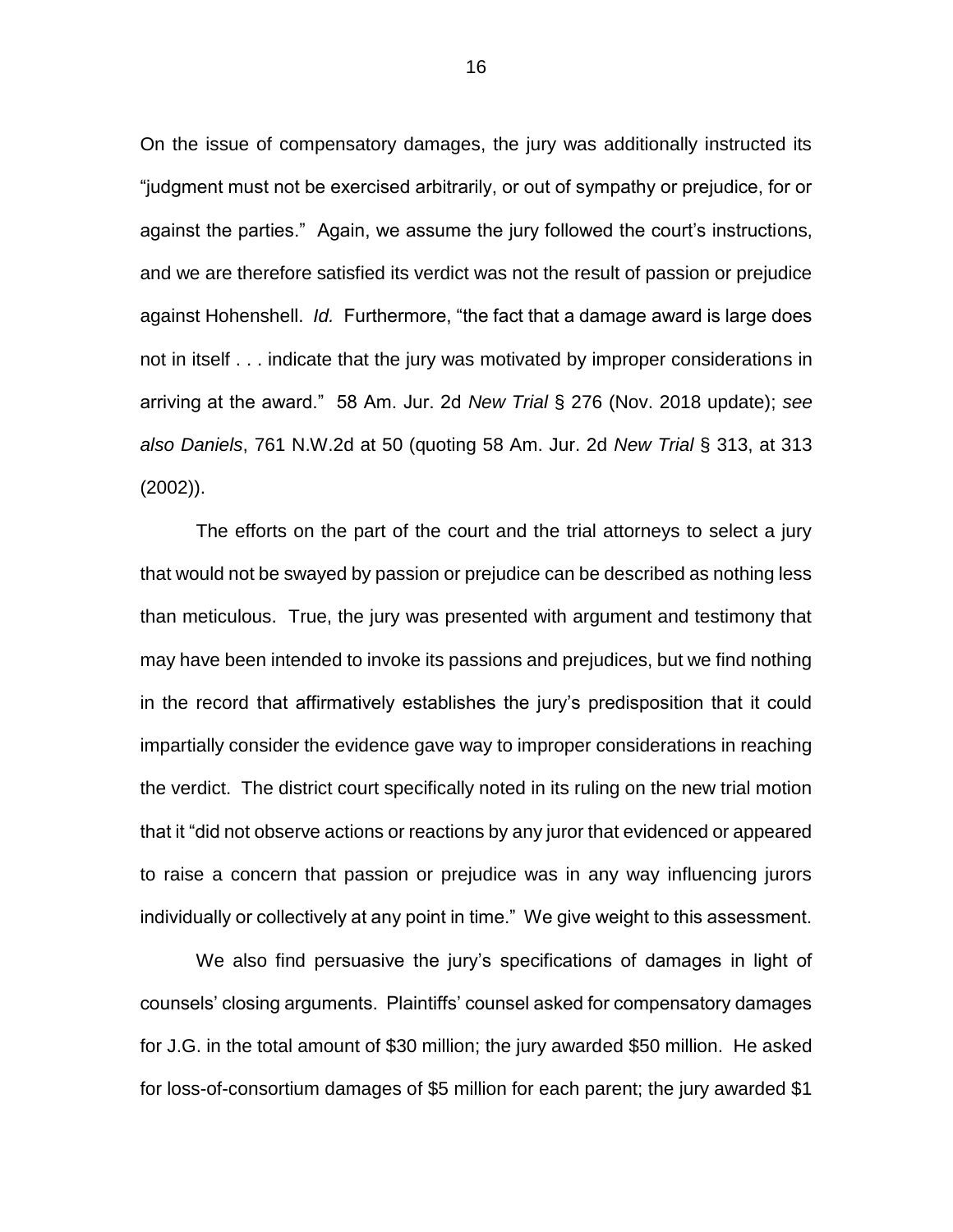On the issue of compensatory damages, the jury was additionally instructed its "judgment must not be exercised arbitrarily, or out of sympathy or prejudice, for or against the parties." Again, we assume the jury followed the court's instructions, and we are therefore satisfied its verdict was not the result of passion or prejudice against Hohenshell. *Id.* Furthermore, "the fact that a damage award is large does not in itself . . . indicate that the jury was motivated by improper considerations in arriving at the award." 58 Am. Jur. 2d *New Trial* § 276 (Nov. 2018 update); *see also Daniels*, 761 N.W.2d at 50 (quoting 58 Am. Jur. 2d *New Trial* § 313, at 313 (2002)).

The efforts on the part of the court and the trial attorneys to select a jury that would not be swayed by passion or prejudice can be described as nothing less than meticulous. True, the jury was presented with argument and testimony that may have been intended to invoke its passions and prejudices, but we find nothing in the record that affirmatively establishes the jury's predisposition that it could impartially consider the evidence gave way to improper considerations in reaching the verdict. The district court specifically noted in its ruling on the new trial motion that it "did not observe actions or reactions by any juror that evidenced or appeared to raise a concern that passion or prejudice was in any way influencing jurors individually or collectively at any point in time." We give weight to this assessment.

We also find persuasive the jury's specifications of damages in light of counsels' closing arguments. Plaintiffs' counsel asked for compensatory damages for J.G. in the total amount of $30 million; the jury awarded $50 million. He asked for loss-of-consortium damages of $5 million for each parent; the jury awarded $1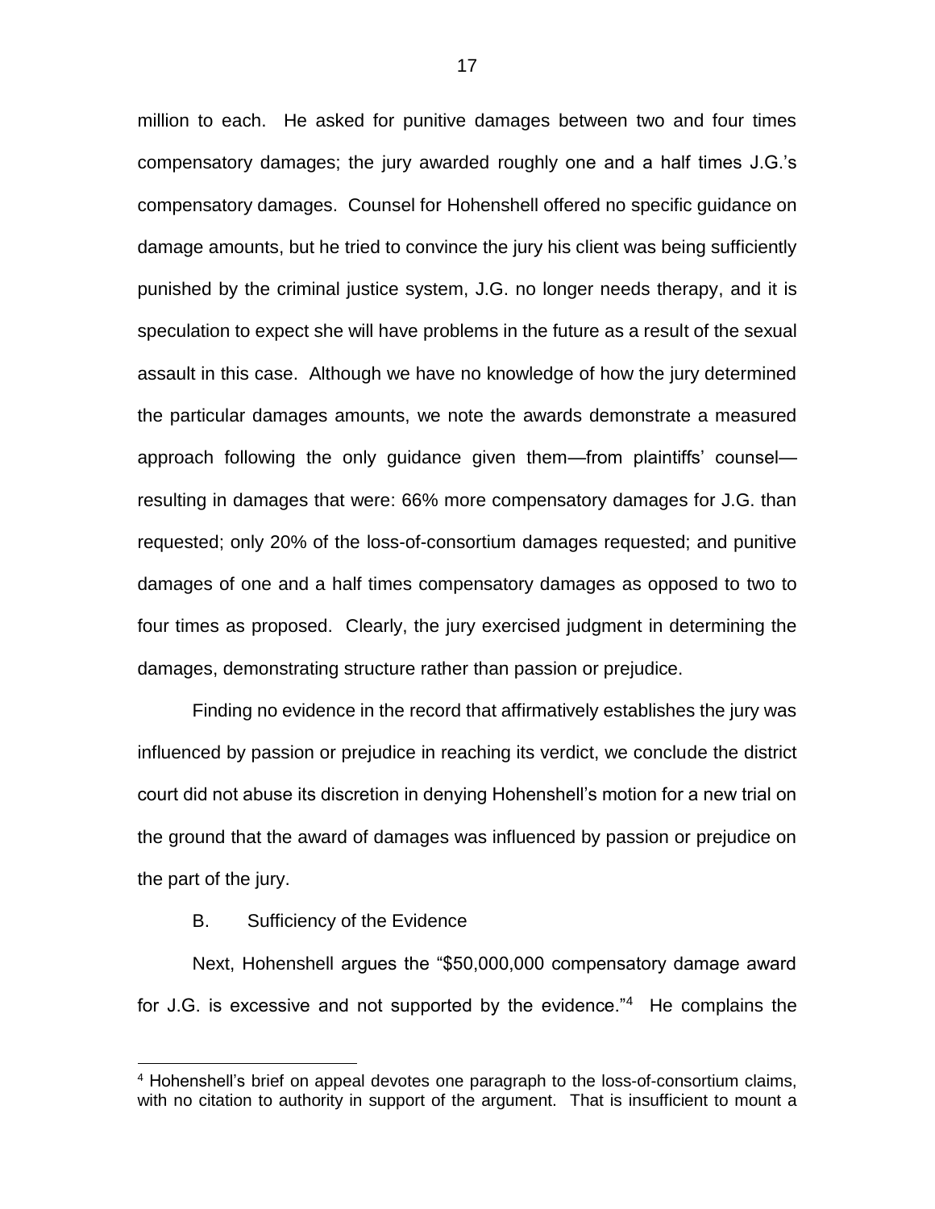million to each. He asked for punitive damages between two and four times compensatory damages; the jury awarded roughly one and a half times J.G.'s compensatory damages. Counsel for Hohenshell offered no specific guidance on damage amounts, but he tried to convince the jury his client was being sufficiently punished by the criminal justice system, J.G. no longer needs therapy, and it is speculation to expect she will have problems in the future as a result of the sexual assault in this case. Although we have no knowledge of how the jury determined the particular damages amounts, we note the awards demonstrate a measured approach following the only guidance given them—from plaintiffs' counsel—resulting in damages that were: 66% more compensatory damages for J.G. than requested; only 20% of the loss-of-consortium damages requested; and punitive damages of one and a half times compensatory damages as opposed to two to four times as proposed. Clearly, the jury exercised judgment in determining the damages, demonstrating structure rather than passion or prejudice.

Finding no evidence in the record that affirmatively establishes the jury was influenced by passion or prejudice in reaching its verdict, we conclude the district court did not abuse its discretion in denying Hohenshell's motion for a new trial on the ground that the award of damages was influenced by passion or prejudice on the part of the jury.

B. Sufficiency of the Evidence

Next, Hohenshell argues the "$50,000,000 compensatory damage award for J.G. is excessive and not supported by the evidence."[4] He complains the

[4] Hohenshell's brief on appeal devotes one paragraph to the loss-of-consortium claims, with no citation to authority in support of the argument. That is insufficient to mount a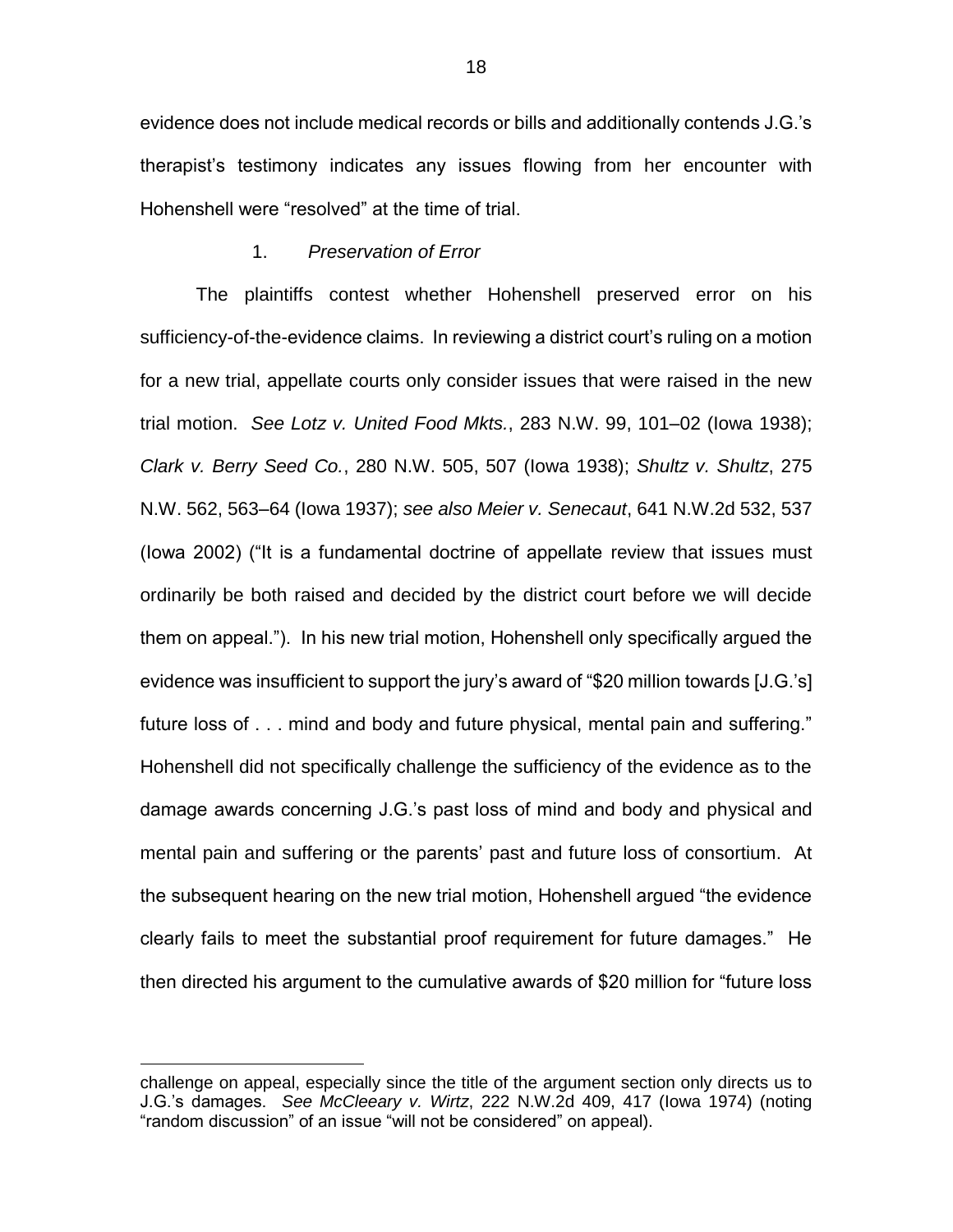evidence does not include medical records or bills and additionally contends J.G.'s therapist's testimony indicates any issues flowing from her encounter with Hohenshell were "resolved" at the time of trial.

1. *Preservation of Error*

The plaintiffs contest whether Hohenshell preserved error on his sufficiency-of-the-evidence claims. In reviewing a district court's ruling on a motion for a new trial, appellate courts only consider issues that were raised in the new trial motion. *See Lotz v. United Food Mkts.*, 283 N.W. 99, 101–02 (Iowa 1938); *Clark v. Berry Seed Co.*, 280 N.W. 505, 507 (Iowa 1938); *Shultz v. Shultz*, 275 N.W. 562, 563–64 (Iowa 1937); *see also Meier v. Senecaut*, 641 N.W.2d 532, 537 (Iowa 2002) ("It is a fundamental doctrine of appellate review that issues must ordinarily be both raised and decided by the district court before we will decide them on appeal."). In his new trial motion, Hohenshell only specifically argued the evidence was insufficient to support the jury's award of "$20 million towards [J.G.'s] future loss of . . . mind and body and future physical, mental pain and suffering." Hohenshell did not specifically challenge the sufficiency of the evidence as to the damage awards concerning J.G.'s past loss of mind and body and physical and mental pain and suffering or the parents' past and future loss of consortium. At the subsequent hearing on the new trial motion, Hohenshell argued "the evidence clearly fails to meet the substantial proof requirement for future damages." He then directed his argument to the cumulative awards of $20 million for "future loss

---

challenge on appeal, especially since the title of the argument section only directs us to J.G.'s damages. *See McCleeary v. Wirtz*, 222 N.W.2d 409, 417 (Iowa 1974) (noting "random discussion" of an issue "will not be considered" on appeal).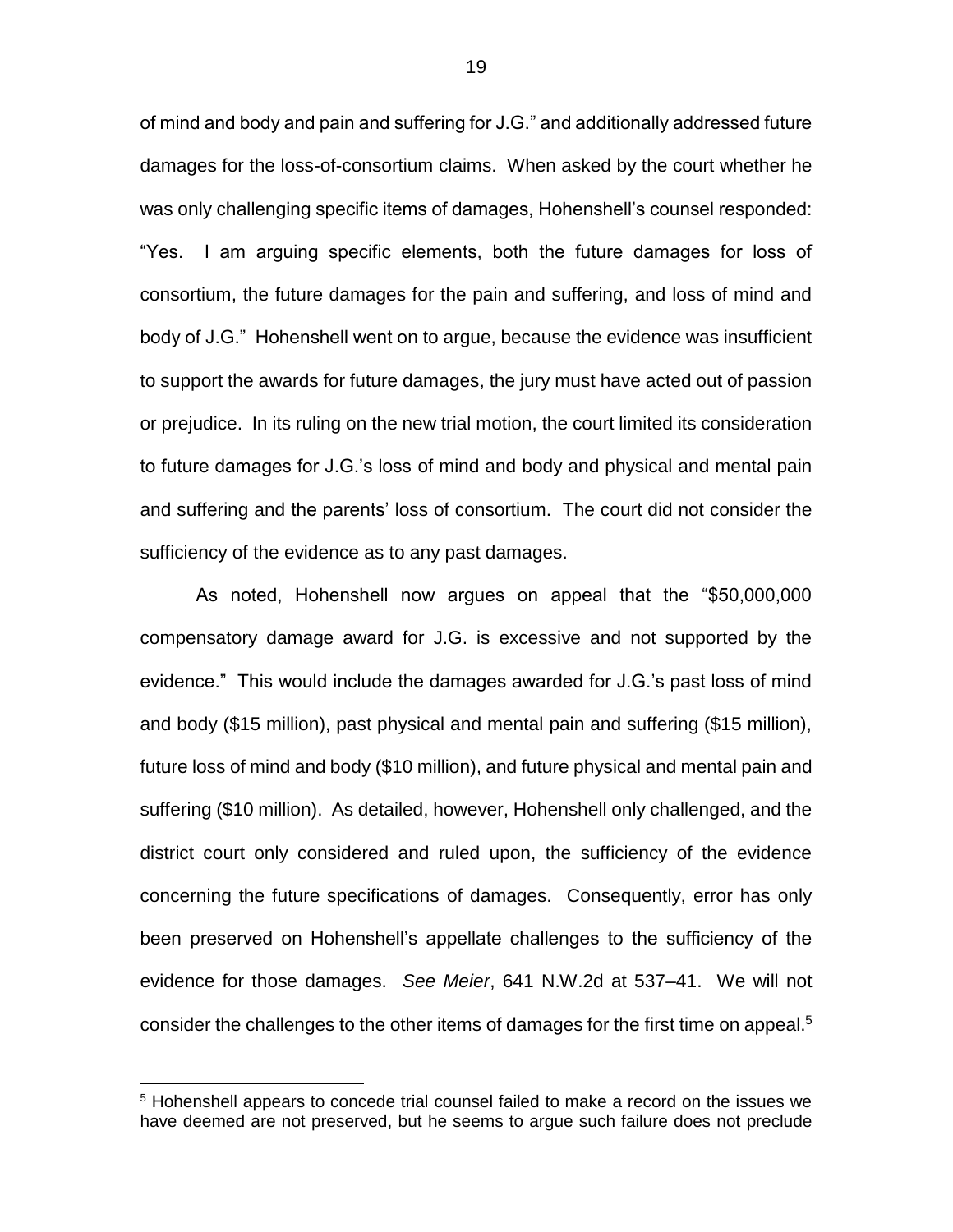of mind and body and pain and suffering for J.G." and additionally addressed future damages for the loss-of-consortium claims. When asked by the court whether he was only challenging specific items of damages, Hohenshell's counsel responded: "Yes. I am arguing specific elements, both the future damages for loss of consortium, the future damages for the pain and suffering, and loss of mind and body of J.G." Hohenshell went on to argue, because the evidence was insufficient to support the awards for future damages, the jury must have acted out of passion or prejudice. In its ruling on the new trial motion, the court limited its consideration to future damages for J.G.'s loss of mind and body and physical and mental pain and suffering and the parents' loss of consortium. The court did not consider the sufficiency of the evidence as to any past damages.

As noted, Hohenshell now argues on appeal that the "$50,000,000 compensatory damage award for J.G. is excessive and not supported by the evidence." This would include the damages awarded for J.G.'s past loss of mind and body ($15 million), past physical and mental pain and suffering ($15 million), future loss of mind and body ($10 million), and future physical and mental pain and suffering ($10 million). As detailed, however, Hohenshell only challenged, and the district court only considered and ruled upon, the sufficiency of the evidence concerning the future specifications of damages. Consequently, error has only been preserved on Hohenshell's appellate challenges to the sufficiency of the evidence for those damages. *See Meier*, 641 N.W.2d at 537–41. We will not consider the challenges to the other items of damages for the first time on appeal.[5]

[5] Hohenshell appears to concede trial counsel failed to make a record on the issues we have deemed are not preserved, but he seems to argue such failure does not preclude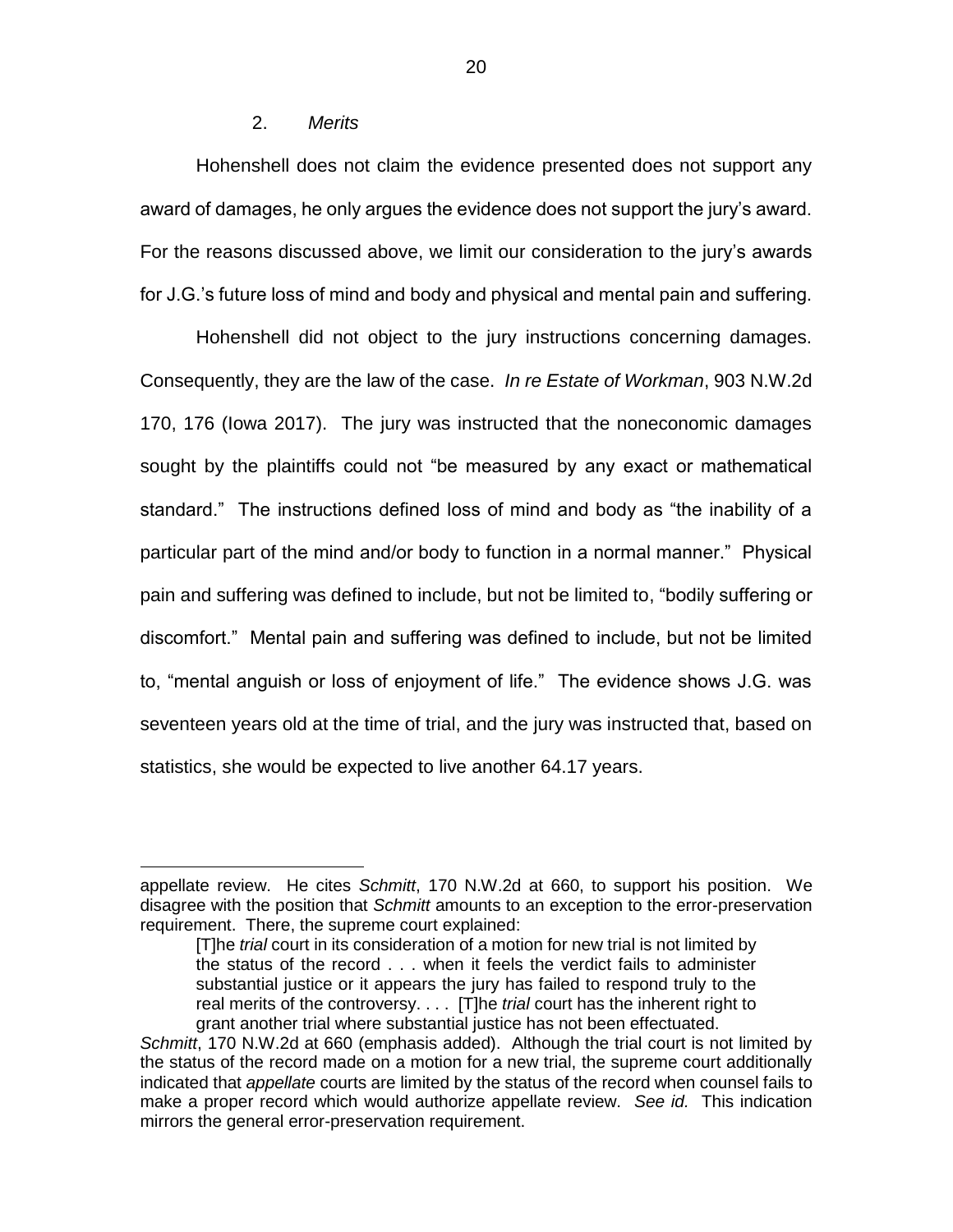2. *Merits*

Hohenshell does not claim the evidence presented does not support any award of damages, he only argues the evidence does not support the jury's award. For the reasons discussed above, we limit our consideration to the jury's awards for J.G.'s future loss of mind and body and physical and mental pain and suffering.

Hohenshell did not object to the jury instructions concerning damages. Consequently, they are the law of the case. *In re Estate of Workman*, 903 N.W.2d 170, 176 (Iowa 2017). The jury was instructed that the noneconomic damages sought by the plaintiffs could not "be measured by any exact or mathematical standard." The instructions defined loss of mind and body as "the inability of a particular part of the mind and/or body to function in a normal manner." Physical pain and suffering was defined to include, but not be limited to, "bodily suffering or discomfort." Mental pain and suffering was defined to include, but not be limited to, "mental anguish or loss of enjoyment of life." The evidence shows J.G. was seventeen years old at the time of trial, and the jury was instructed that, based on statistics, she would be expected to live another 64.17 years.

---

appellate review. He cites *Schmitt*, 170 N.W.2d at 660, to support his position. We disagree with the position that *Schmitt* amounts to an exception to the error-preservation requirement. There, the supreme court explained:

> [T]he *trial* court in its consideration of a motion for new trial is not limited by the status of the record . . . when it feels the verdict fails to administer substantial justice or it appears the jury has failed to respond truly to the real merits of the controversy. . . . [T]he *trial* court has the inherent right to grant another trial where substantial justice has not been effectuated.

*Schmitt*, 170 N.W.2d at 660 (emphasis added). Although the trial court is not limited by the status of the record made on a motion for a new trial, the supreme court additionally indicated that *appellate* courts are limited by the status of the record when counsel fails to make a proper record which would authorize appellate review. *See id.* This indication mirrors the general error-preservation requirement.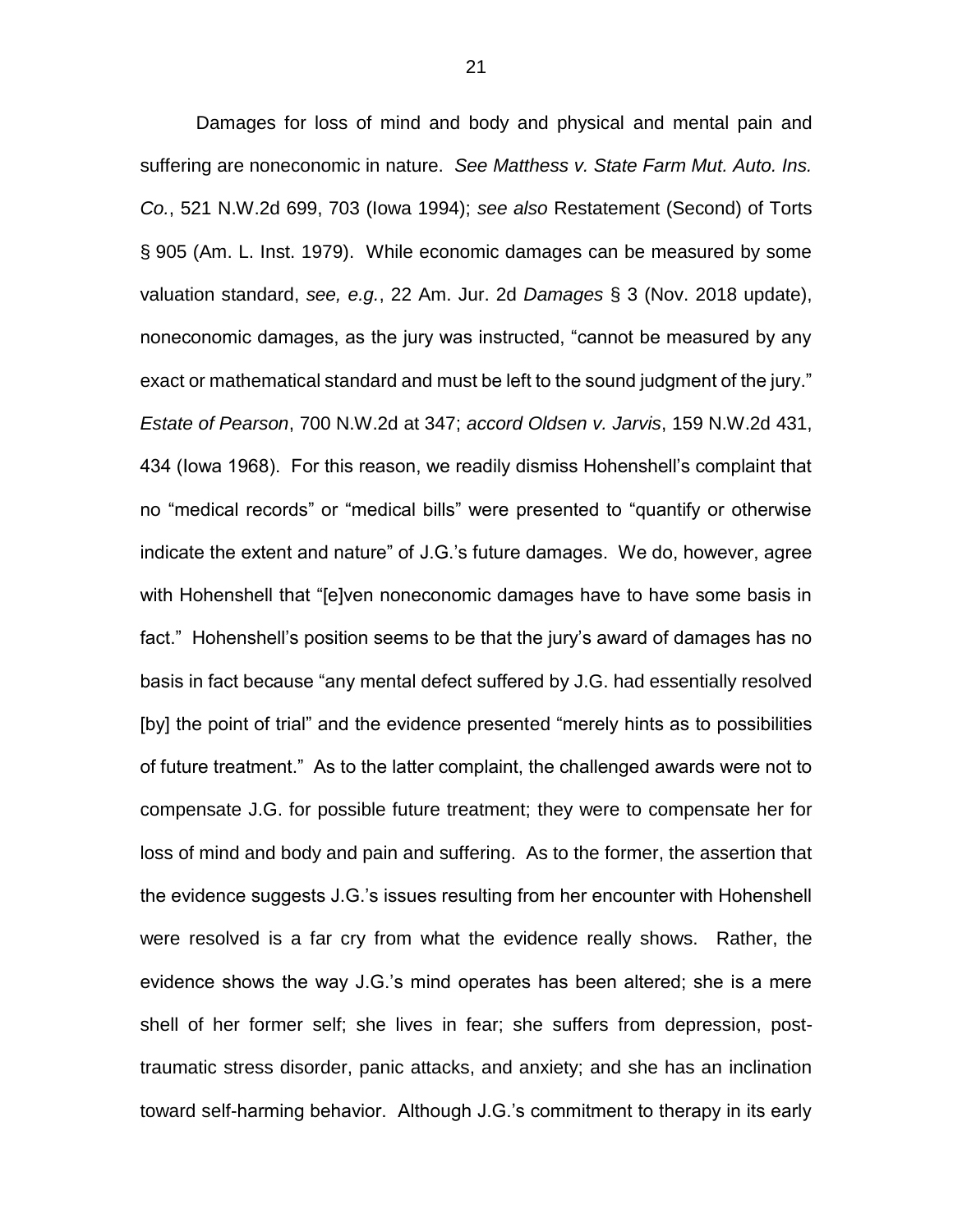Damages for loss of mind and body and physical and mental pain and suffering are noneconomic in nature. *See Matthess v. State Farm Mut. Auto. Ins. Co.*, 521 N.W.2d 699, 703 (Iowa 1994); *see also* Restatement (Second) of Torts § 905 (Am. L. Inst. 1979). While economic damages can be measured by some valuation standard, *see, e.g.*, 22 Am. Jur. 2d *Damages* § 3 (Nov. 2018 update), noneconomic damages, as the jury was instructed, "cannot be measured by any exact or mathematical standard and must be left to the sound judgment of the jury." *Estate of Pearson*, 700 N.W.2d at 347; *accord Oldsen v. Jarvis*, 159 N.W.2d 431, 434 (Iowa 1968). For this reason, we readily dismiss Hohenshell's complaint that no "medical records" or "medical bills" were presented to "quantify or otherwise indicate the extent and nature" of J.G.'s future damages. We do, however, agree with Hohenshell that "[e]ven noneconomic damages have to have some basis in fact." Hohenshell's position seems to be that the jury's award of damages has no basis in fact because "any mental defect suffered by J.G. had essentially resolved [by] the point of trial" and the evidence presented "merely hints as to possibilities of future treatment." As to the latter complaint, the challenged awards were not to compensate J.G. for possible future treatment; they were to compensate her for loss of mind and body and pain and suffering. As to the former, the assertion that the evidence suggests J.G.'s issues resulting from her encounter with Hohenshell were resolved is a far cry from what the evidence really shows. Rather, the evidence shows the way J.G.'s mind operates has been altered; she is a mere shell of her former self; she lives in fear; she suffers from depression, post-traumatic stress disorder, panic attacks, and anxiety; and she has an inclination toward self-harming behavior. Although J.G.'s commitment to therapy in its early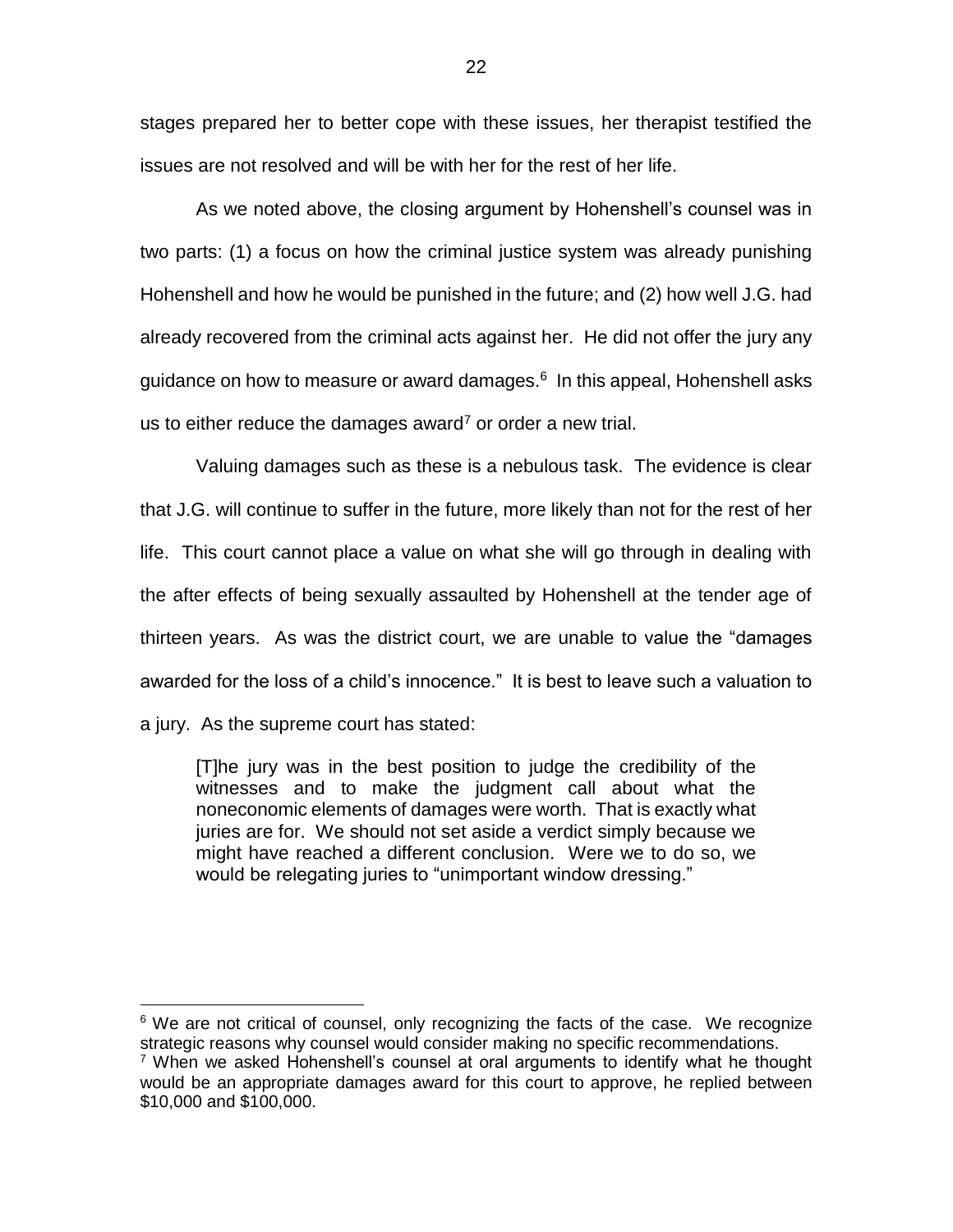stages prepared her to better cope with these issues, her therapist testified the issues are not resolved and will be with her for the rest of her life.

As we noted above, the closing argument by Hohenshell's counsel was in two parts: (1) a focus on how the criminal justice system was already punishing Hohenshell and how he would be punished in the future; and (2) how well J.G. had already recovered from the criminal acts against her. He did not offer the jury any guidance on how to measure or award damages.[6] In this appeal, Hohenshell asks us to either reduce the damages award[7] or order a new trial.

Valuing damages such as these is a nebulous task. The evidence is clear that J.G. will continue to suffer in the future, more likely than not for the rest of her life. This court cannot place a value on what she will go through in dealing with the after effects of being sexually assaulted by Hohenshell at the tender age of thirteen years. As was the district court, we are unable to value the "damages awarded for the loss of a child's innocence." It is best to leave such a valuation to a jury. As the supreme court has stated:

> [T]he jury was in the best position to judge the credibility of the witnesses and to make the judgment call about what the noneconomic elements of damages were worth. That is exactly what juries are for. We should not set aside a verdict simply because we might have reached a different conclusion. Were we to do so, we would be relegating juries to "unimportant window dressing."

---

[6] We are not critical of counsel, only recognizing the facts of the case. We recognize strategic reasons why counsel would consider making no specific recommendations.

[7] When we asked Hohenshell's counsel at oral arguments to identify what he thought would be an appropriate damages award for this court to approve, he replied between $10,000 and $100,000.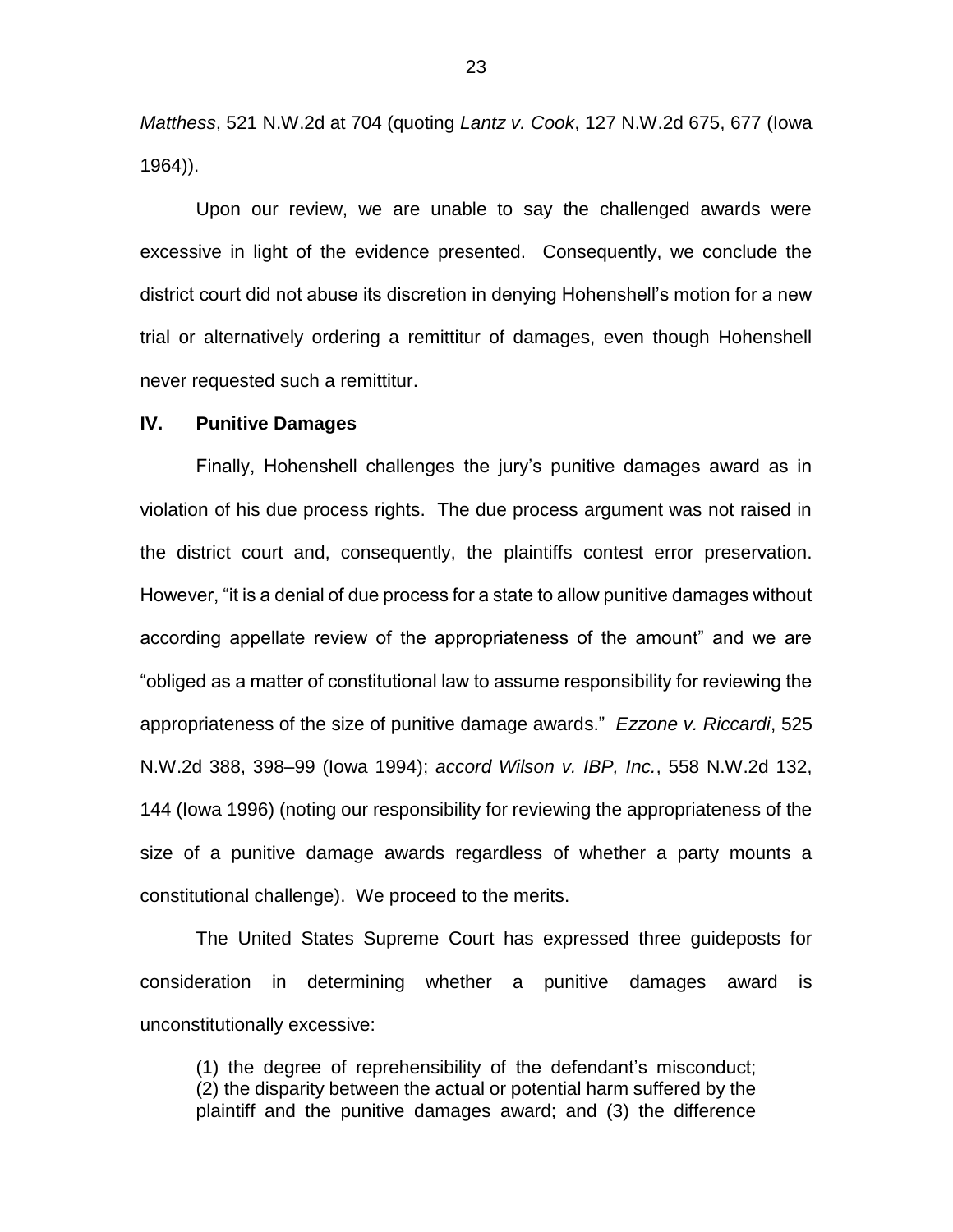*Matthess*, 521 N.W.2d at 704 (quoting *Lantz v. Cook*, 127 N.W.2d 675, 677 (Iowa 1964)).

Upon our review, we are unable to say the challenged awards were excessive in light of the evidence presented. Consequently, we conclude the district court did not abuse its discretion in denying Hohenshell's motion for a new trial or alternatively ordering a remittitur of damages, even though Hohenshell never requested such a remittitur.

## IV. Punitive Damages

Finally, Hohenshell challenges the jury's punitive damages award as in violation of his due process rights. The due process argument was not raised in the district court and, consequently, the plaintiffs contest error preservation. However, "it is a denial of due process for a state to allow punitive damages without according appellate review of the appropriateness of the amount" and we are "obliged as a matter of constitutional law to assume responsibility for reviewing the appropriateness of the size of punitive damage awards." *Ezzone v. Riccardi*, 525 N.W.2d 388, 398–99 (Iowa 1994); *accord Wilson v. IBP, Inc.*, 558 N.W.2d 132, 144 (Iowa 1996) (noting our responsibility for reviewing the appropriateness of the size of a punitive damage awards regardless of whether a party mounts a constitutional challenge). We proceed to the merits.

The United States Supreme Court has expressed three guideposts for consideration in determining whether a punitive damages award is unconstitutionally excessive:

> (1) the degree of reprehensibility of the defendant's misconduct; (2) the disparity between the actual or potential harm suffered by the plaintiff and the punitive damages award; and (3) the difference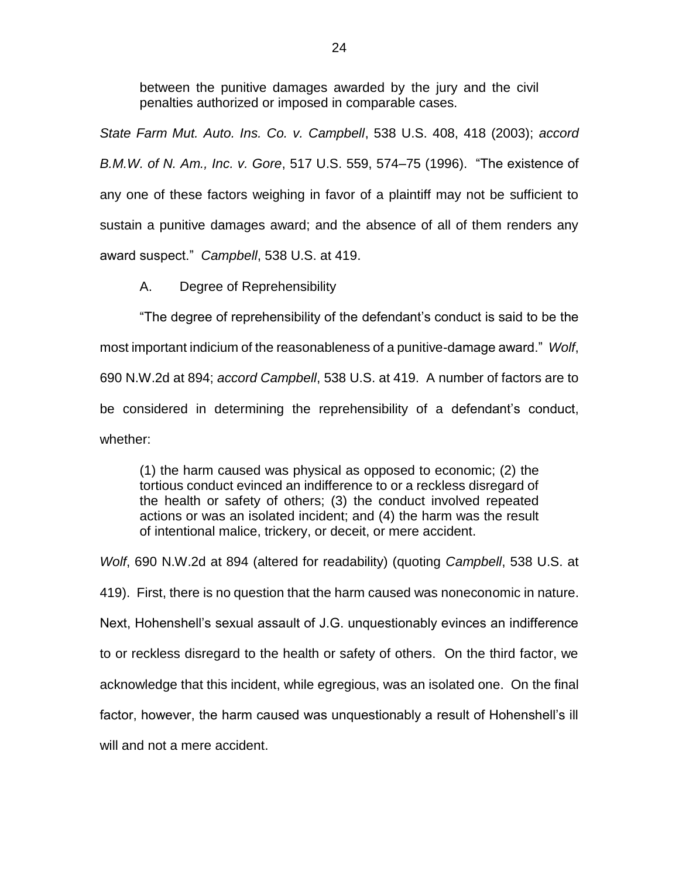> between the punitive damages awarded by the jury and the civil penalties authorized or imposed in comparable cases.

*State Farm Mut. Auto. Ins. Co. v. Campbell*, 538 U.S. 408, 418 (2003); *accord B.M.W. of N. Am., Inc. v. Gore*, 517 U.S. 559, 574–75 (1996). "The existence of any one of these factors weighing in favor of a plaintiff may not be sufficient to sustain a punitive damages award; and the absence of all of them renders any award suspect." *Campbell*, 538 U.S. at 419.

A. Degree of Reprehensibility

"The degree of reprehensibility of the defendant's conduct is said to be the most important indicium of the reasonableness of a punitive-damage award." *Wolf*, 690 N.W.2d at 894; *accord Campbell*, 538 U.S. at 419. A number of factors are to be considered in determining the reprehensibility of a defendant's conduct, whether:

> (1) the harm caused was physical as opposed to economic; (2) the tortious conduct evinced an indifference to or a reckless disregard of the health or safety of others; (3) the conduct involved repeated actions or was an isolated incident; and (4) the harm was the result of intentional malice, trickery, or deceit, or mere accident.

*Wolf*, 690 N.W.2d at 894 (altered for readability) (quoting *Campbell*, 538 U.S. at 419). First, there is no question that the harm caused was noneconomic in nature. Next, Hohenshell's sexual assault of J.G. unquestionably evinces an indifference to or reckless disregard to the health or safety of others. On the third factor, we acknowledge that this incident, while egregious, was an isolated one. On the final factor, however, the harm caused was unquestionably a result of Hohenshell's ill will and not a mere accident.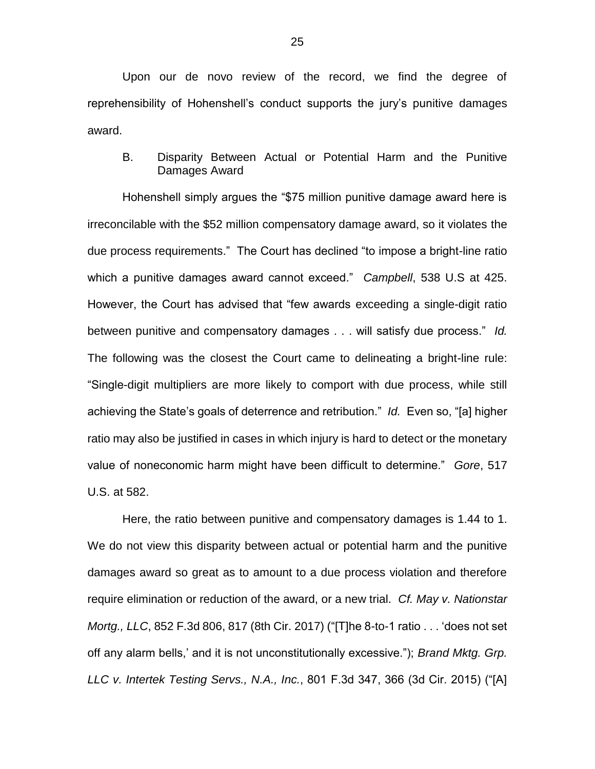Upon our de novo review of the record, we find the degree of reprehensibility of Hohenshell's conduct supports the jury's punitive damages award.

B. Disparity Between Actual or Potential Harm and the Punitive Damages Award

Hohenshell simply argues the "$75 million punitive damage award here is irreconcilable with the $52 million compensatory damage award, so it violates the due process requirements." The Court has declined "to impose a bright-line ratio which a punitive damages award cannot exceed." *Campbell*, 538 U.S at 425. However, the Court has advised that "few awards exceeding a single-digit ratio between punitive and compensatory damages . . . will satisfy due process." *Id.* The following was the closest the Court came to delineating a bright-line rule: "Single-digit multipliers are more likely to comport with due process, while still achieving the State's goals of deterrence and retribution." *Id.* Even so, "[a] higher ratio may also be justified in cases in which injury is hard to detect or the monetary value of noneconomic harm might have been difficult to determine." *Gore*, 517 U.S. at 582.

Here, the ratio between punitive and compensatory damages is 1.44 to 1. We do not view this disparity between actual or potential harm and the punitive damages award so great as to amount to a due process violation and therefore require elimination or reduction of the award, or a new trial. *Cf. May v. Nationstar Mortg., LLC*, 852 F.3d 806, 817 (8th Cir. 2017) ("[T]he 8-to-1 ratio . . . 'does not set off any alarm bells,' and it is not unconstitutionally excessive."); *Brand Mktg. Grp. LLC v. Intertek Testing Servs., N.A., Inc.*, 801 F.3d 347, 366 (3d Cir. 2015) ("[A]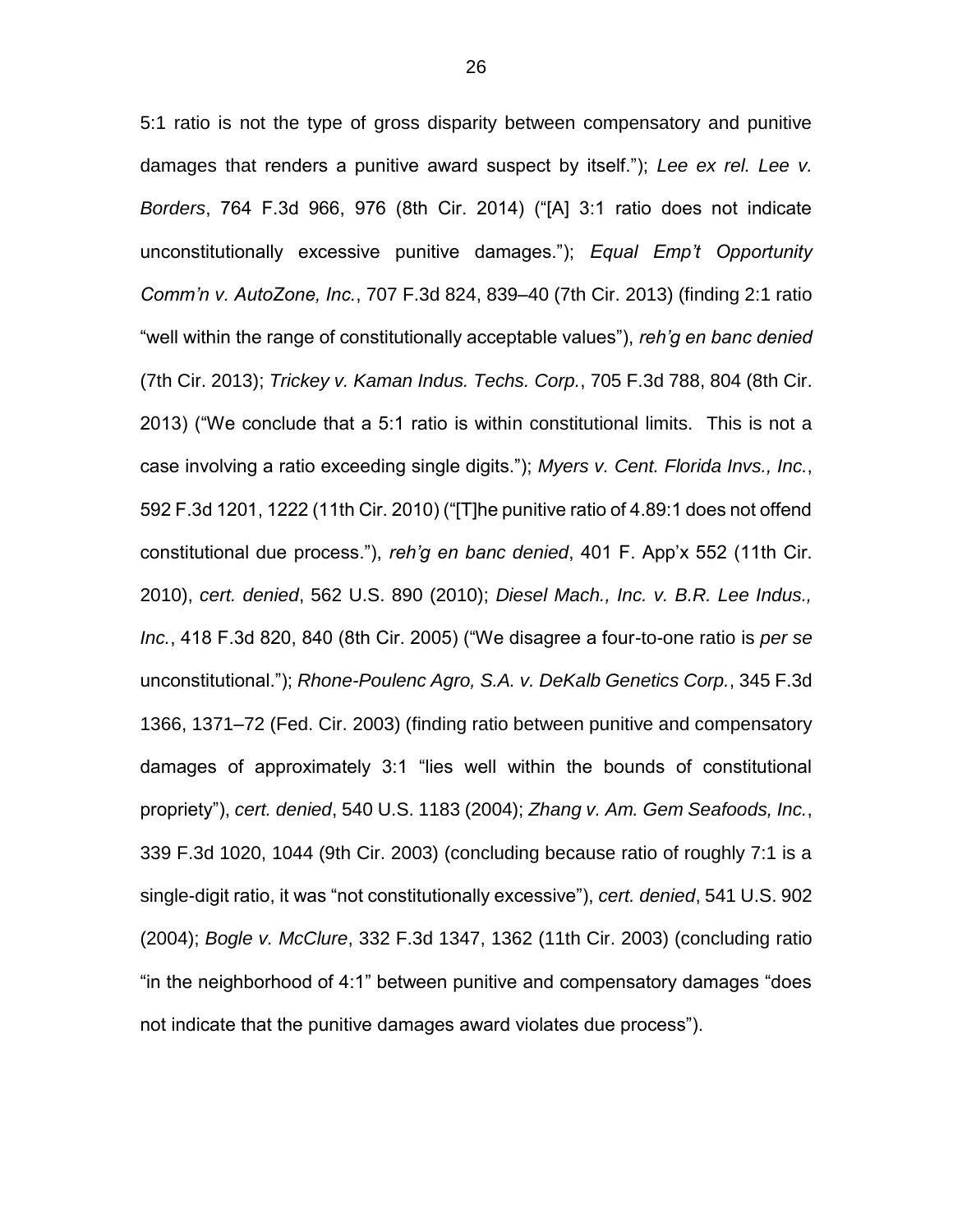5:1 ratio is not the type of gross disparity between compensatory and punitive damages that renders a punitive award suspect by itself."); *Lee ex rel. Lee v. Borders*, 764 F.3d 966, 976 (8th Cir. 2014) ("[A] 3:1 ratio does not indicate unconstitutionally excessive punitive damages."); *Equal Emp't Opportunity Comm'n v. AutoZone, Inc.*, 707 F.3d 824, 839–40 (7th Cir. 2013) (finding 2:1 ratio "well within the range of constitutionally acceptable values"), *reh'g en banc denied* (7th Cir. 2013); *Trickey v. Kaman Indus. Techs. Corp.*, 705 F.3d 788, 804 (8th Cir. 2013) ("We conclude that a 5:1 ratio is within constitutional limits. This is not a case involving a ratio exceeding single digits."); *Myers v. Cent. Florida Invs., Inc.*, 592 F.3d 1201, 1222 (11th Cir. 2010) ("[T]he punitive ratio of 4.89:1 does not offend constitutional due process."), *reh'g en banc denied*, 401 F. App'x 552 (11th Cir. 2010), *cert. denied*, 562 U.S. 890 (2010); *Diesel Mach., Inc. v. B.R. Lee Indus., Inc.*, 418 F.3d 820, 840 (8th Cir. 2005) ("We disagree a four-to-one ratio is *per se* unconstitutional."); *Rhone-Poulenc Agro, S.A. v. DeKalb Genetics Corp.*, 345 F.3d 1366, 1371–72 (Fed. Cir. 2003) (finding ratio between punitive and compensatory damages of approximately 3:1 "lies well within the bounds of constitutional propriety"), *cert. denied*, 540 U.S. 1183 (2004); *Zhang v. Am. Gem Seafoods, Inc.*, 339 F.3d 1020, 1044 (9th Cir. 2003) (concluding because ratio of roughly 7:1 is a single-digit ratio, it was "not constitutionally excessive"), *cert. denied*, 541 U.S. 902 (2004); *Bogle v. McClure*, 332 F.3d 1347, 1362 (11th Cir. 2003) (concluding ratio "in the neighborhood of 4:1" between punitive and compensatory damages "does not indicate that the punitive damages award violates due process").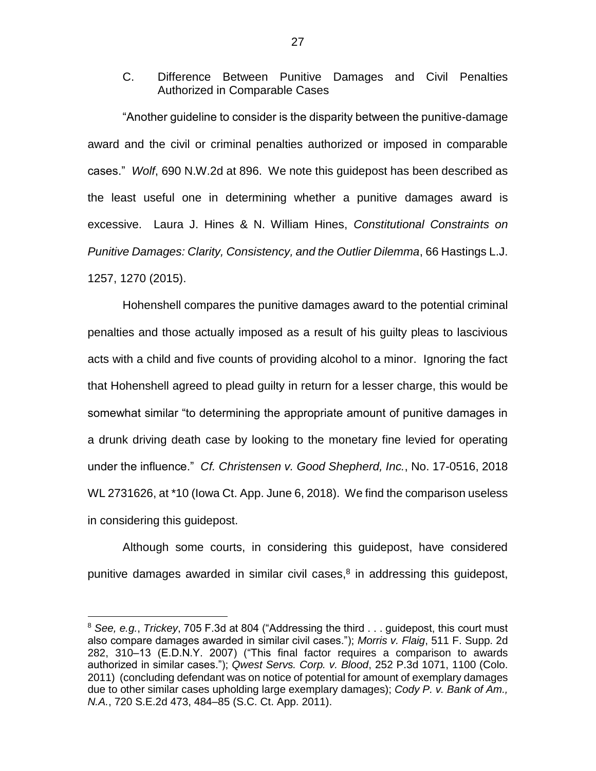C. Difference Between Punitive Damages and Civil Penalties Authorized in Comparable Cases

"Another guideline to consider is the disparity between the punitive-damage award and the civil or criminal penalties authorized or imposed in comparable cases." *Wolf*, 690 N.W.2d at 896. We note this guidepost has been described as the least useful one in determining whether a punitive damages award is excessive. Laura J. Hines & N. William Hines, *Constitutional Constraints on Punitive Damages: Clarity, Consistency, and the Outlier Dilemma*, 66 Hastings L.J. 1257, 1270 (2015).

Hohenshell compares the punitive damages award to the potential criminal penalties and those actually imposed as a result of his guilty pleas to lascivious acts with a child and five counts of providing alcohol to a minor. Ignoring the fact that Hohenshell agreed to plead guilty in return for a lesser charge, this would be somewhat similar "to determining the appropriate amount of punitive damages in a drunk driving death case by looking to the monetary fine levied for operating under the influence." *Cf. Christensen v. Good Shepherd, Inc.*, No. 17-0516, 2018 WL 2731626, at *10 (Iowa Ct. App. June 6, 2018). We find the comparison useless in considering this guidepost.

Although some courts, in considering this guidepost, have considered punitive damages awarded in similar civil cases,[8] in addressing this guidepost,

---

[8] *See, e.g.*, *Trickey*, 705 F.3d at 804 ("Addressing the third . . . guidepost, this court must also compare damages awarded in similar civil cases."); *Morris v. Flaig*, 511 F. Supp. 2d 282, 310–13 (E.D.N.Y. 2007) ("This final factor requires a comparison to awards authorized in similar cases."); *Qwest Servs. Corp. v. Blood*, 252 P.3d 1071, 1100 (Colo. 2011) (concluding defendant was on notice of potential for amount of exemplary damages due to other similar cases upholding large exemplary damages); *Cody P. v. Bank of Am., N.A.*, 720 S.E.2d 473, 484–85 (S.C. Ct. App. 2011).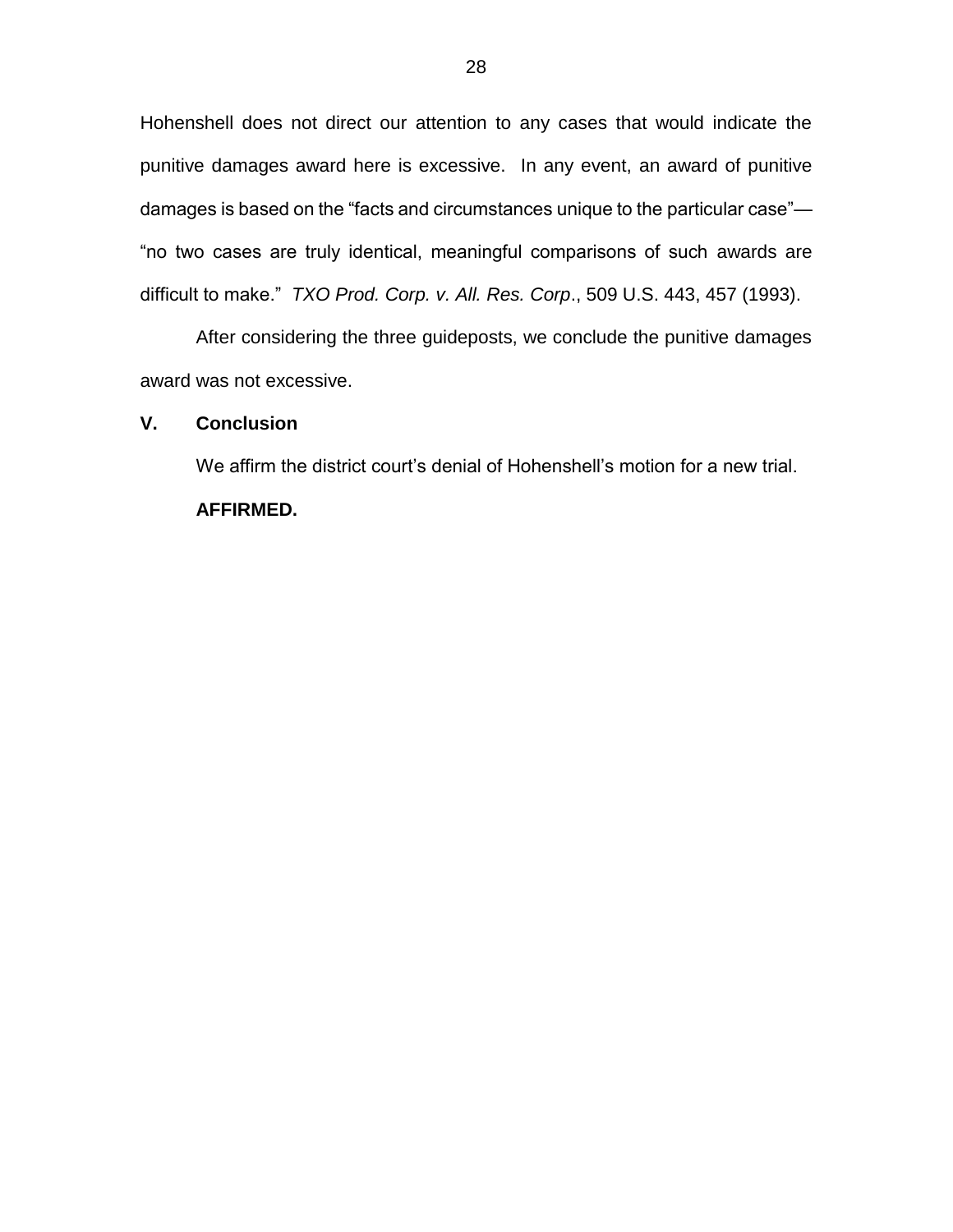Hohenshell does not direct our attention to any cases that would indicate the punitive damages award here is excessive. In any event, an award of punitive damages is based on the "facts and circumstances unique to the particular case"—"no two cases are truly identical, meaningful comparisons of such awards are difficult to make." *TXO Prod. Corp. v. All. Res. Corp*., 509 U.S. 443, 457 (1993).

After considering the three guideposts, we conclude the punitive damages award was not excessive.

## V. Conclusion

We affirm the district court's denial of Hohenshell's motion for a new trial.

**AFFIRMED.**